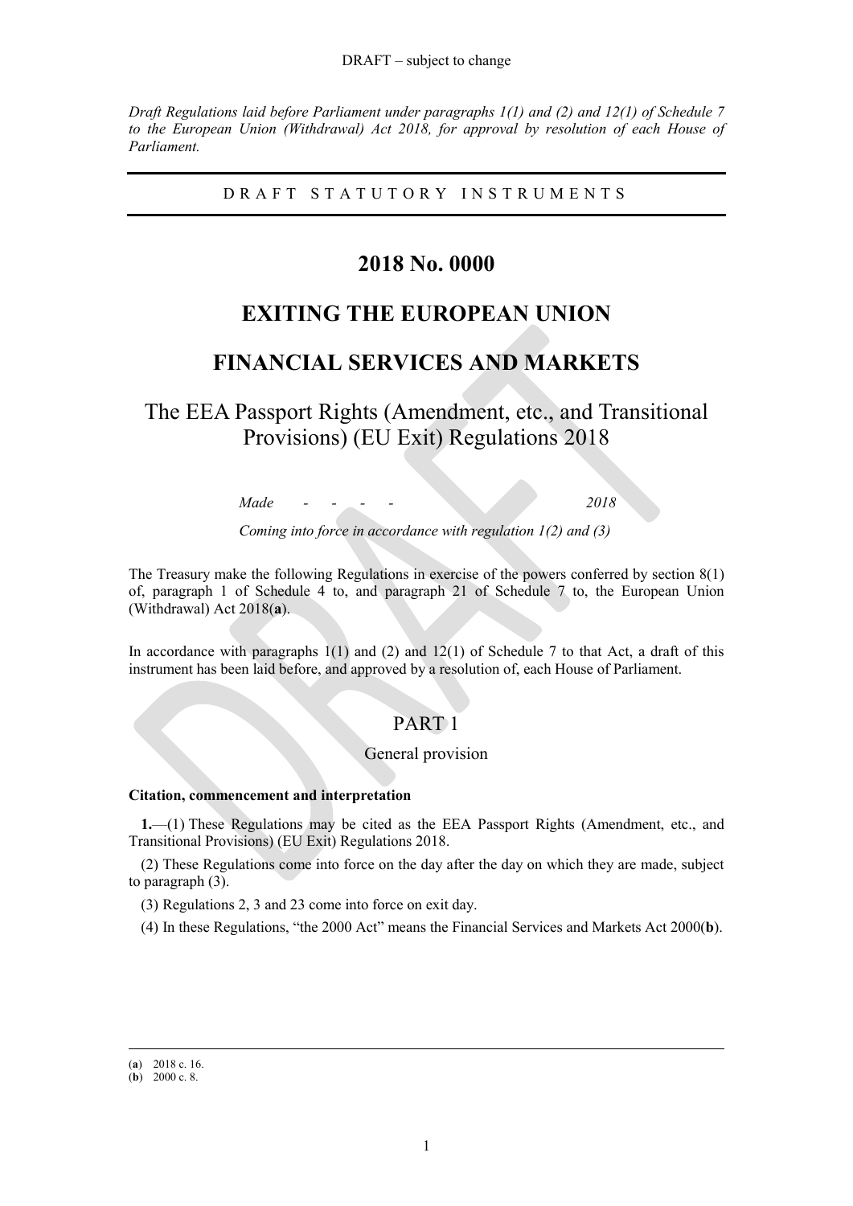DRAFT – subject to change

*Draft Regulations laid before Parliament under paragraphs 1(1) and (2) and 12(1) of Schedule 7 to the European Union (Withdrawal) Act 2018, for approval by resolution of each House of Parliament.*

D R A F T   S T A T U T O R Y   I N S T R U M E N T S

# 2018 No. 0000

# EXITING THE EUROPEAN UNION

# FINANCIAL SERVICES AND MARKETS

## The EEA Passport Rights (Amendment, etc., and Transitional Provisions) (EU Exit) Regulations 2018

*Made - - - - 2018*

*Coming into force in accordance with regulation 1(2) and (3)*

The Treasury make the following Regulations in exercise of the powers conferred by section 8(1) of, paragraph 1 of Schedule 4 to, and paragraph 21 of Schedule 7 to, the European Union (Withdrawal) Act 2018(**a**).

In accordance with paragraphs 1(1) and (2) and 12(1) of Schedule 7 to that Act, a draft of this instrument has been laid before, and approved by a resolution of, each House of Parliament.

## PART 1

### General provision

**Citation, commencement and interpretation**

**1.**—(1) These Regulations may be cited as the EEA Passport Rights (Amendment, etc., and Transitional Provisions) (EU Exit) Regulations 2018.

(2) These Regulations come into force on the day after the day on which they are made, subject to paragraph (3).

(3) Regulations 2, 3 and 23 come into force on exit day.

(4) In these Regulations, "the 2000 Act" means the Financial Services and Markets Act 2000(**b**).

---

(**a**) 2018 c. 16.
(**b**) 2000 c. 8.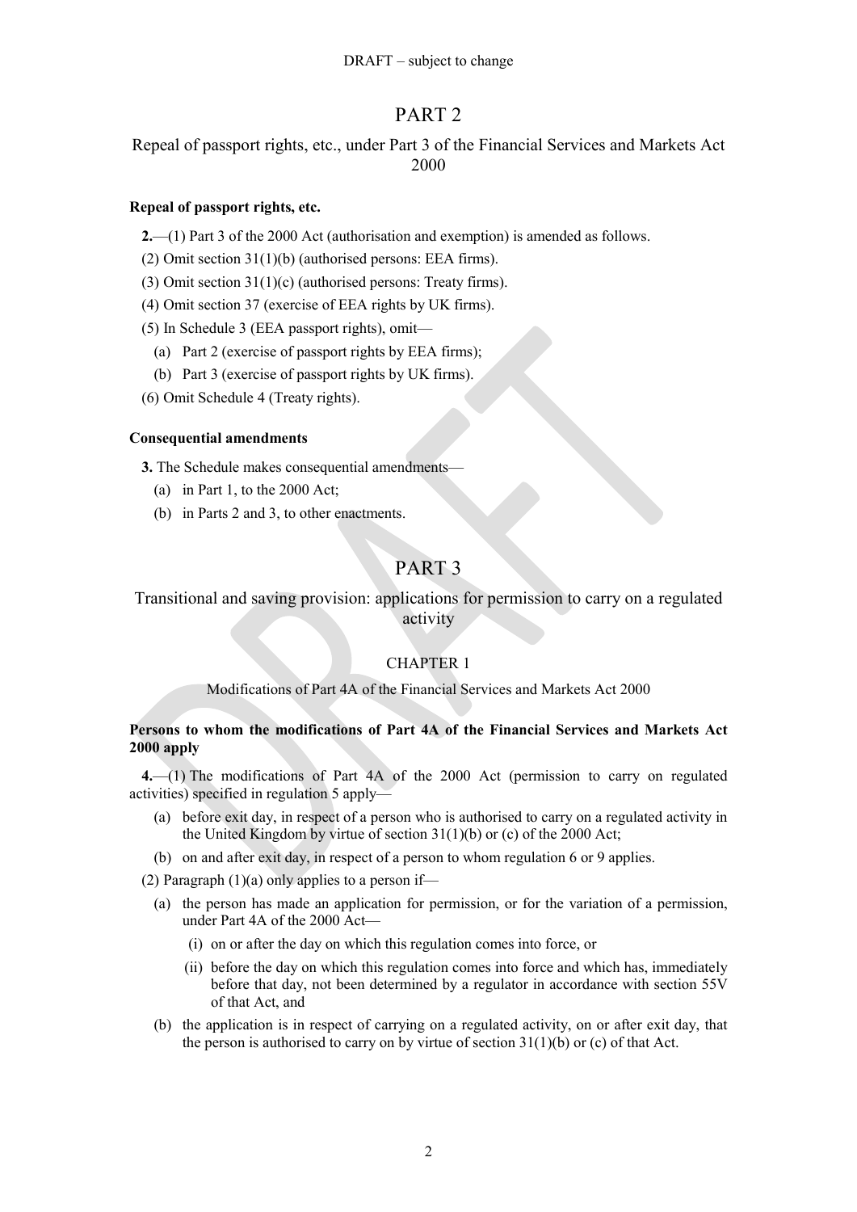# PART 2

## Repeal of passport rights, etc., under Part 3 of the Financial Services and Markets Act 2000

**Repeal of passport rights, etc.**

**2.**—(1) Part 3 of the 2000 Act (authorisation and exemption) is amended as follows.

(2) Omit section 31(1)(b) (authorised persons: EEA firms).

(3) Omit section 31(1)(c) (authorised persons: Treaty firms).

(4) Omit section 37 (exercise of EEA rights by UK firms).

(5) In Schedule 3 (EEA passport rights), omit—

- (a) Part 2 (exercise of passport rights by EEA firms);
- (b) Part 3 (exercise of passport rights by UK firms).

(6) Omit Schedule 4 (Treaty rights).

**Consequential amendments**

**3.** The Schedule makes consequential amendments—

- (a) in Part 1, to the 2000 Act;
- (b) in Parts 2 and 3, to other enactments.

# PART 3

## Transitional and saving provision: applications for permission to carry on a regulated activity

### CHAPTER 1

Modifications of Part 4A of the Financial Services and Markets Act 2000

**Persons to whom the modifications of Part 4A of the Financial Services and Markets Act 2000 apply**

**4.**—(1) The modifications of Part 4A of the 2000 Act (permission to carry on regulated activities) specified in regulation 5 apply—

- (a) before exit day, in respect of a person who is authorised to carry on a regulated activity in the United Kingdom by virtue of section 31(1)(b) or (c) of the 2000 Act;
- (b) on and after exit day, in respect of a person to whom regulation 6 or 9 applies.

(2) Paragraph (1)(a) only applies to a person if—

- (a) the person has made an application for permission, or for the variation of a permission, under Part 4A of the 2000 Act—
  - (i) on or after the day on which this regulation comes into force, or
  - (ii) before the day on which this regulation comes into force and which has, immediately before that day, not been determined by a regulator in accordance with section 55V of that Act, and
- (b) the application is in respect of carrying on a regulated activity, on or after exit day, that the person is authorised to carry on by virtue of section 31(1)(b) or (c) of that Act.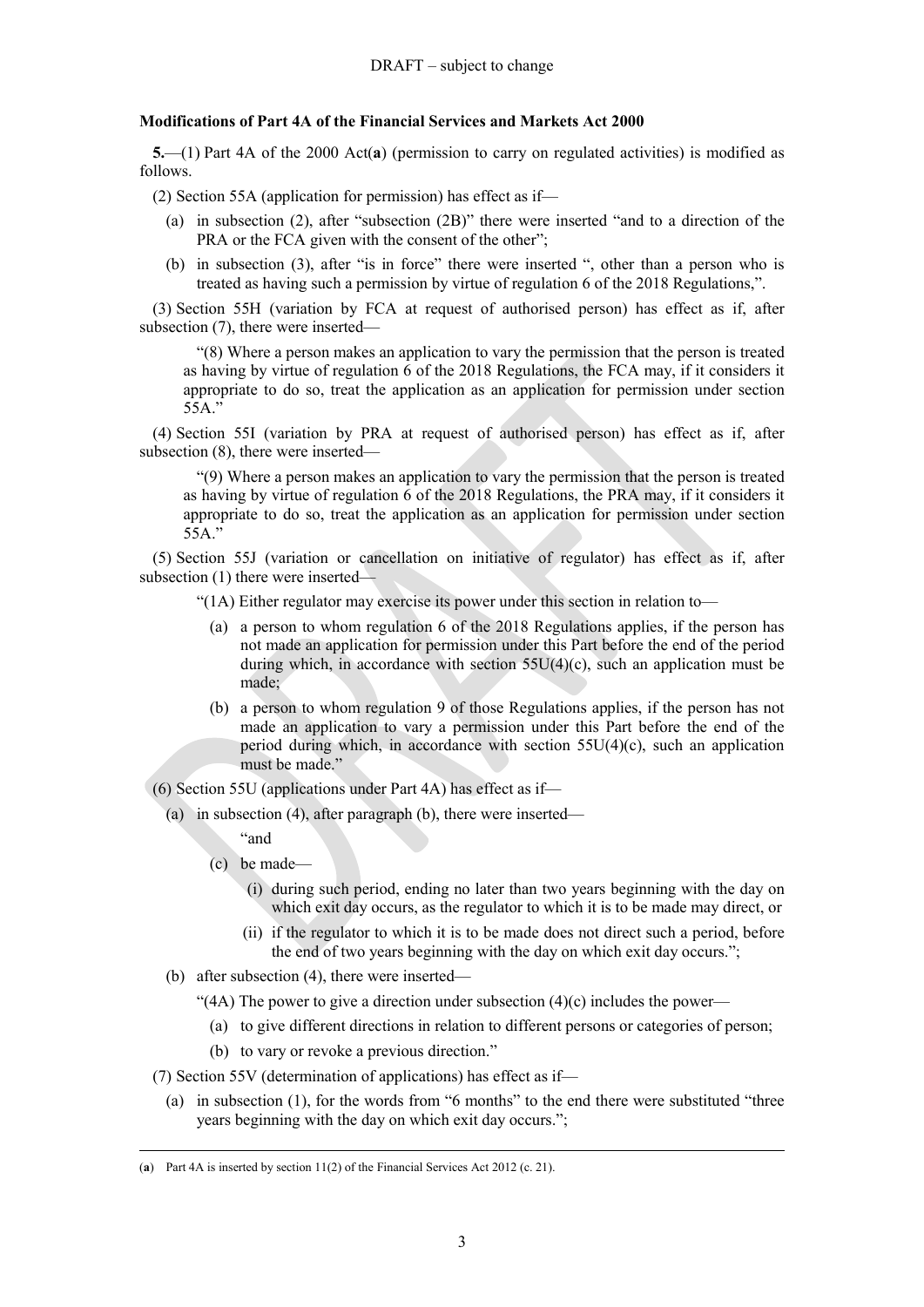DRAFT – subject to change

**Modifications of Part 4A of the Financial Services and Markets Act 2000**

**5.**—(1) Part 4A of the 2000 Act(**a**) (permission to carry on regulated activities) is modified as follows.

(2) Section 55A (application for permission) has effect as if—

(a) in subsection (2), after "subsection (2B)" there were inserted "and to a direction of the PRA or the FCA given with the consent of the other";

(b) in subsection (3), after "is in force" there were inserted ", other than a person who is treated as having such a permission by virtue of regulation 6 of the 2018 Regulations,".

(3) Section 55H (variation by FCA at request of authorised person) has effect as if, after subsection (7), there were inserted—

> "(8) Where a person makes an application to vary the permission that the person is treated as having by virtue of regulation 6 of the 2018 Regulations, the FCA may, if it considers it appropriate to do so, treat the application as an application for permission under section 55A."

(4) Section 55I (variation by PRA at request of authorised person) has effect as if, after subsection (8), there were inserted—

> "(9) Where a person makes an application to vary the permission that the person is treated as having by virtue of regulation 6 of the 2018 Regulations, the PRA may, if it considers it appropriate to do so, treat the application as an application for permission under section 55A."

(5) Section 55J (variation or cancellation on initiative of regulator) has effect as if, after subsection (1) there were inserted—

> "(1A) Either regulator may exercise its power under this section in relation to—
>
> (a) a person to whom regulation 6 of the 2018 Regulations applies, if the person has not made an application for permission under this Part before the end of the period during which, in accordance with section 55U(4)(c), such an application must be made;
>
> (b) a person to whom regulation 9 of those Regulations applies, if the person has not made an application to vary a permission under this Part before the end of the period during which, in accordance with section 55U(4)(c), such an application must be made."

(6) Section 55U (applications under Part 4A) has effect as if—

(a) in subsection (4), after paragraph (b), there were inserted—

> "and
>
> (c) be made—
>
> (i) during such period, ending no later than two years beginning with the day on which exit day occurs, as the regulator to which it is to be made may direct, or
>
> (ii) if the regulator to which it is to be made does not direct such a period, before the end of two years beginning with the day on which exit day occurs.";

(b) after subsection (4), there were inserted—

> "(4A) The power to give a direction under subsection (4)(c) includes the power—
>
> (a) to give different directions in relation to different persons or categories of person;
>
> (b) to vary or revoke a previous direction."

(7) Section 55V (determination of applications) has effect as if—

(a) in subsection (1), for the words from "6 months" to the end there were substituted "three years beginning with the day on which exit day occurs.";

---

(**a**) Part 4A is inserted by section 11(2) of the Financial Services Act 2012 (c. 21).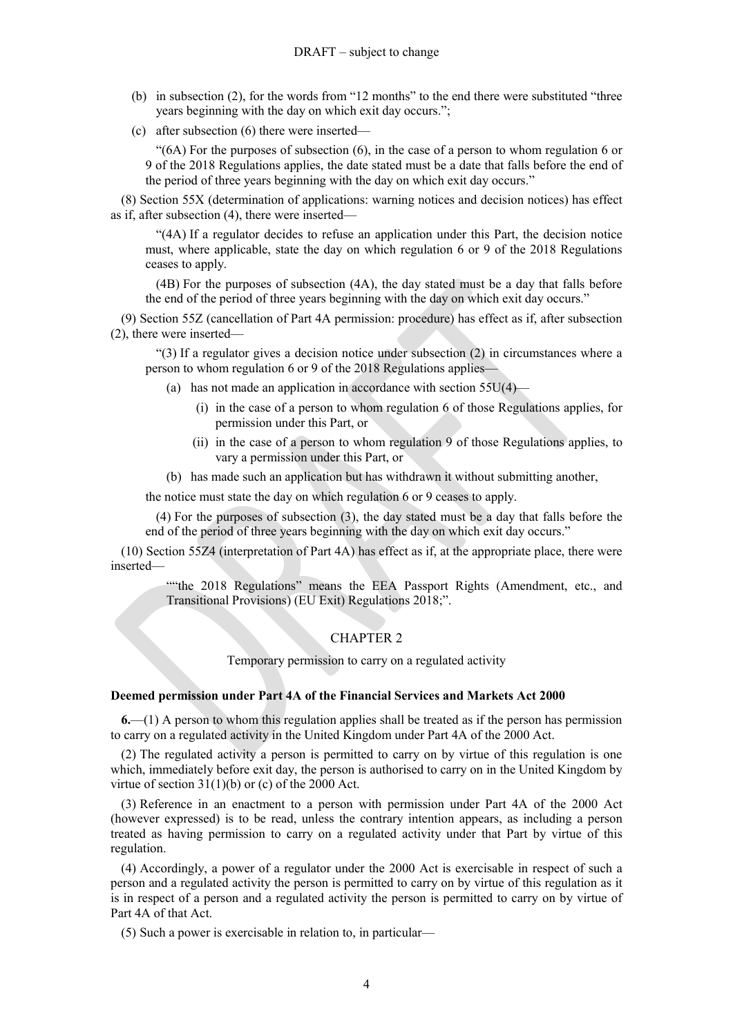(b) in subsection (2), for the words from "12 months" to the end there were substituted "three years beginning with the day on which exit day occurs.";

(c) after subsection (6) there were inserted—

"(6A) For the purposes of subsection (6), in the case of a person to whom regulation 6 or 9 of the 2018 Regulations applies, the date stated must be a date that falls before the end of the period of three years beginning with the day on which exit day occurs."

(8) Section 55X (determination of applications: warning notices and decision notices) has effect as if, after subsection (4), there were inserted—

"(4A) If a regulator decides to refuse an application under this Part, the decision notice must, where applicable, state the day on which regulation 6 or 9 of the 2018 Regulations ceases to apply.

(4B) For the purposes of subsection (4A), the day stated must be a day that falls before the end of the period of three years beginning with the day on which exit day occurs."

(9) Section 55Z (cancellation of Part 4A permission: procedure) has effect as if, after subsection (2), there were inserted—

"(3) If a regulator gives a decision notice under subsection (2) in circumstances where a person to whom regulation 6 or 9 of the 2018 Regulations applies—

(a) has not made an application in accordance with section 55U(4)—

(i) in the case of a person to whom regulation 6 of those Regulations applies, for permission under this Part, or

(ii) in the case of a person to whom regulation 9 of those Regulations applies, to vary a permission under this Part, or

(b) has made such an application but has withdrawn it without submitting another,

the notice must state the day on which regulation 6 or 9 ceases to apply.

(4) For the purposes of subsection (3), the day stated must be a day that falls before the end of the period of three years beginning with the day on which exit day occurs."

(10) Section 55Z4 (interpretation of Part 4A) has effect as if, at the appropriate place, there were inserted—

""the 2018 Regulations" means the EEA Passport Rights (Amendment, etc., and Transitional Provisions) (EU Exit) Regulations 2018;".

## CHAPTER 2

### Temporary permission to carry on a regulated activity

**Deemed permission under Part 4A of the Financial Services and Markets Act 2000**

**6.**—(1) A person to whom this regulation applies shall be treated as if the person has permission to carry on a regulated activity in the United Kingdom under Part 4A of the 2000 Act.

(2) The regulated activity a person is permitted to carry on by virtue of this regulation is one which, immediately before exit day, the person is authorised to carry on in the United Kingdom by virtue of section 31(1)(b) or (c) of the 2000 Act.

(3) Reference in an enactment to a person with permission under Part 4A of the 2000 Act (however expressed) is to be read, unless the contrary intention appears, as including a person treated as having permission to carry on a regulated activity under that Part by virtue of this regulation.

(4) Accordingly, a power of a regulator under the 2000 Act is exercisable in respect of such a person and a regulated activity the person is permitted to carry on by virtue of this regulation as it is in respect of a person and a regulated activity the person is permitted to carry on by virtue of Part 4A of that Act.

(5) Such a power is exercisable in relation to, in particular—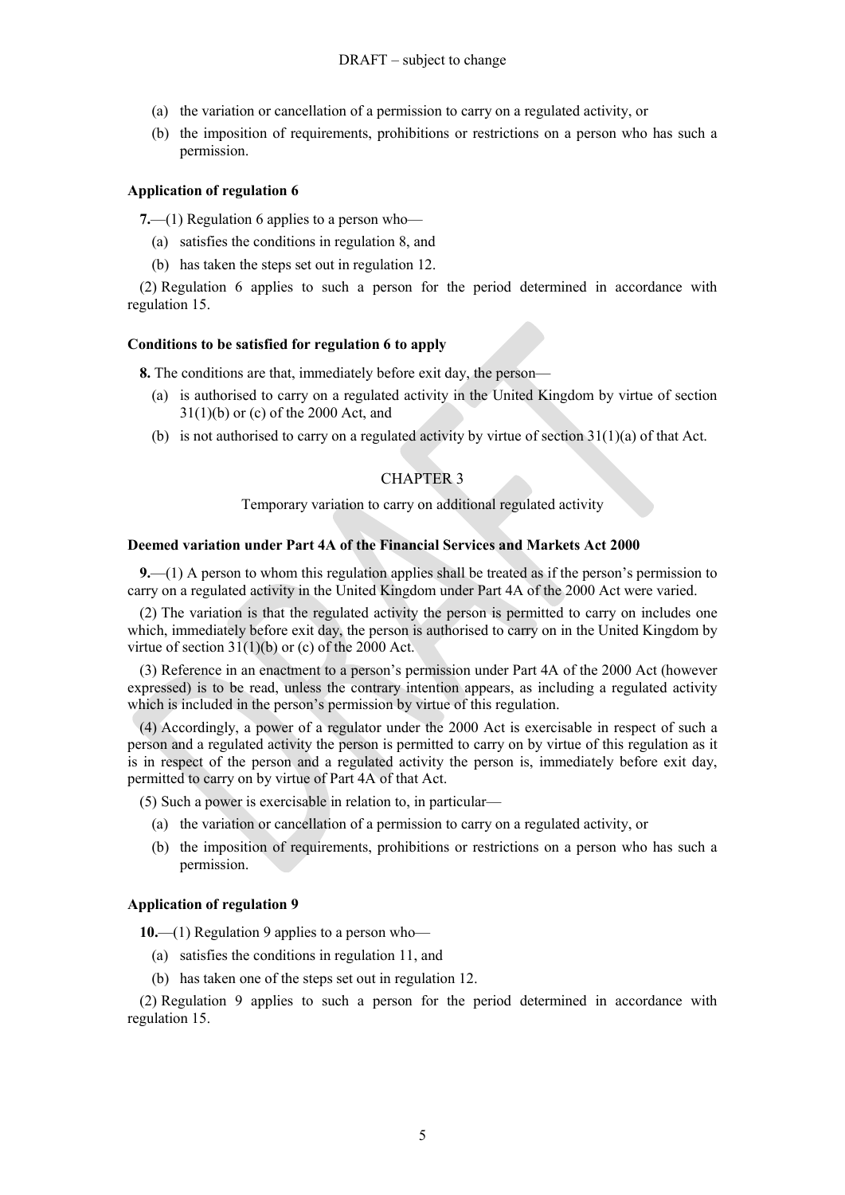(a) the variation or cancellation of a permission to carry on a regulated activity, or

(b) the imposition of requirements, prohibitions or restrictions on a person who has such a permission.

**Application of regulation 6**

**7.**—(1) Regulation 6 applies to a person who—

(a) satisfies the conditions in regulation 8, and

(b) has taken the steps set out in regulation 12.

(2) Regulation 6 applies to such a person for the period determined in accordance with regulation 15.

**Conditions to be satisfied for regulation 6 to apply**

**8.** The conditions are that, immediately before exit day, the person—

(a) is authorised to carry on a regulated activity in the United Kingdom by virtue of section 31(1)(b) or (c) of the 2000 Act, and

(b) is not authorised to carry on a regulated activity by virtue of section 31(1)(a) of that Act.

## CHAPTER 3

Temporary variation to carry on additional regulated activity

**Deemed variation under Part 4A of the Financial Services and Markets Act 2000**

**9.**—(1) A person to whom this regulation applies shall be treated as if the person's permission to carry on a regulated activity in the United Kingdom under Part 4A of the 2000 Act were varied.

(2) The variation is that the regulated activity the person is permitted to carry on includes one which, immediately before exit day, the person is authorised to carry on in the United Kingdom by virtue of section 31(1)(b) or (c) of the 2000 Act.

(3) Reference in an enactment to a person's permission under Part 4A of the 2000 Act (however expressed) is to be read, unless the contrary intention appears, as including a regulated activity which is included in the person's permission by virtue of this regulation.

(4) Accordingly, a power of a regulator under the 2000 Act is exercisable in respect of such a person and a regulated activity the person is permitted to carry on by virtue of this regulation as it is in respect of the person and a regulated activity the person is, immediately before exit day, permitted to carry on by virtue of Part 4A of that Act.

(5) Such a power is exercisable in relation to, in particular—

(a) the variation or cancellation of a permission to carry on a regulated activity, or

(b) the imposition of requirements, prohibitions or restrictions on a person who has such a permission.

**Application of regulation 9**

**10.**—(1) Regulation 9 applies to a person who—

(a) satisfies the conditions in regulation 11, and

(b) has taken one of the steps set out in regulation 12.

(2) Regulation 9 applies to such a person for the period determined in accordance with regulation 15.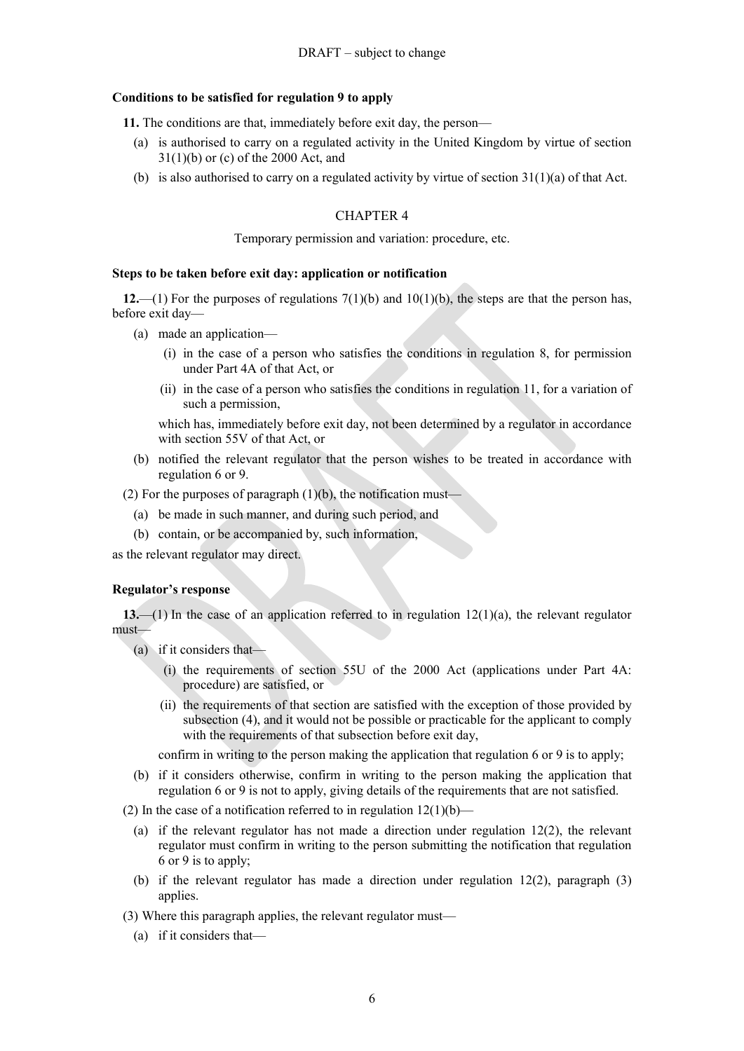DRAFT – subject to change

**Conditions to be satisfied for regulation 9 to apply**

**11.** The conditions are that, immediately before exit day, the person—

(a) is authorised to carry on a regulated activity in the United Kingdom by virtue of section 31(1)(b) or (c) of the 2000 Act, and

(b) is also authorised to carry on a regulated activity by virtue of section 31(1)(a) of that Act.

## CHAPTER 4

Temporary permission and variation: procedure, etc.

**Steps to be taken before exit day: application or notification**

**12.**—(1) For the purposes of regulations 7(1)(b) and 10(1)(b), the steps are that the person has, before exit day—

(a) made an application—

(i) in the case of a person who satisfies the conditions in regulation 8, for permission under Part 4A of that Act, or

(ii) in the case of a person who satisfies the conditions in regulation 11, for a variation of such a permission,

which has, immediately before exit day, not been determined by a regulator in accordance with section 55V of that Act, or

(b) notified the relevant regulator that the person wishes to be treated in accordance with regulation 6 or 9.

(2) For the purposes of paragraph (1)(b), the notification must—

(a) be made in such manner, and during such period, and

(b) contain, or be accompanied by, such information,

as the relevant regulator may direct.

**Regulator's response**

**13.**—(1) In the case of an application referred to in regulation 12(1)(a), the relevant regulator must—

(a) if it considers that—

(i) the requirements of section 55U of the 2000 Act (applications under Part 4A: procedure) are satisfied, or

(ii) the requirements of that section are satisfied with the exception of those provided by subsection (4), and it would not be possible or practicable for the applicant to comply with the requirements of that subsection before exit day,

confirm in writing to the person making the application that regulation 6 or 9 is to apply;

(b) if it considers otherwise, confirm in writing to the person making the application that regulation 6 or 9 is not to apply, giving details of the requirements that are not satisfied.

(2) In the case of a notification referred to in regulation 12(1)(b)—

(a) if the relevant regulator has not made a direction under regulation 12(2), the relevant regulator must confirm in writing to the person submitting the notification that regulation 6 or 9 is to apply;

(b) if the relevant regulator has made a direction under regulation 12(2), paragraph (3) applies.

(3) Where this paragraph applies, the relevant regulator must—

(a) if it considers that—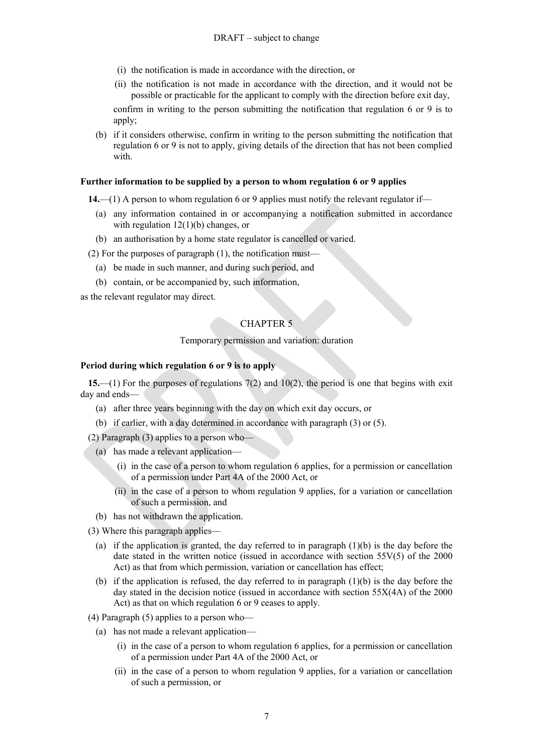(i) the notification is made in accordance with the direction, or

(ii) the notification is not made in accordance with the direction, and it would not be possible or practicable for the applicant to comply with the direction before exit day,

confirm in writing to the person submitting the notification that regulation 6 or 9 is to apply;

(b) if it considers otherwise, confirm in writing to the person submitting the notification that regulation 6 or 9 is not to apply, giving details of the direction that has not been complied with.

**Further information to be supplied by a person to whom regulation 6 or 9 applies**

**14.**—(1) A person to whom regulation 6 or 9 applies must notify the relevant regulator if—

(a) any information contained in or accompanying a notification submitted in accordance with regulation 12(1)(b) changes, or

(b) an authorisation by a home state regulator is cancelled or varied.

(2) For the purposes of paragraph (1), the notification must—

(a) be made in such manner, and during such period, and

(b) contain, or be accompanied by, such information,

as the relevant regulator may direct.

CHAPTER 5

Temporary permission and variation: duration

**Period during which regulation 6 or 9 is to apply**

**15.**—(1) For the purposes of regulations 7(2) and 10(2), the period is one that begins with exit day and ends—

(a) after three years beginning with the day on which exit day occurs, or

(b) if earlier, with a day determined in accordance with paragraph (3) or (5).

(2) Paragraph (3) applies to a person who—

(a) has made a relevant application—

(i) in the case of a person to whom regulation 6 applies, for a permission or cancellation of a permission under Part 4A of the 2000 Act, or

(ii) in the case of a person to whom regulation 9 applies, for a variation or cancellation of such a permission, and

(b) has not withdrawn the application.

(3) Where this paragraph applies—

(a) if the application is granted, the day referred to in paragraph (1)(b) is the day before the date stated in the written notice (issued in accordance with section 55V(5) of the 2000 Act) as that from which permission, variation or cancellation has effect;

(b) if the application is refused, the day referred to in paragraph (1)(b) is the day before the day stated in the decision notice (issued in accordance with section 55X(4A) of the 2000 Act) as that on which regulation 6 or 9 ceases to apply.

(4) Paragraph (5) applies to a person who—

(a) has not made a relevant application—

(i) in the case of a person to whom regulation 6 applies, for a permission or cancellation of a permission under Part 4A of the 2000 Act, or

(ii) in the case of a person to whom regulation 9 applies, for a variation or cancellation of such a permission, or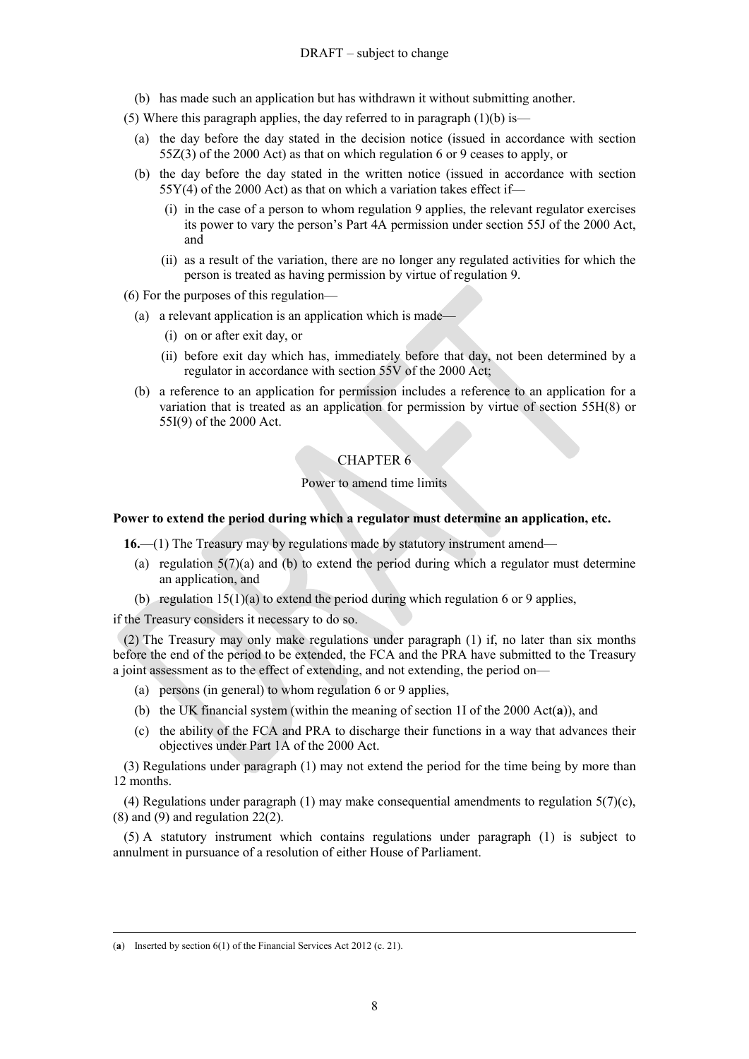(b) has made such an application but has withdrawn it without submitting another.

(5) Where this paragraph applies, the day referred to in paragraph (1)(b) is—

(a) the day before the day stated in the decision notice (issued in accordance with section 55Z(3) of the 2000 Act) as that on which regulation 6 or 9 ceases to apply, or

(b) the day before the day stated in the written notice (issued in accordance with section 55Y(4) of the 2000 Act) as that on which a variation takes effect if—

(i) in the case of a person to whom regulation 9 applies, the relevant regulator exercises its power to vary the person's Part 4A permission under section 55J of the 2000 Act, and

(ii) as a result of the variation, there are no longer any regulated activities for which the person is treated as having permission by virtue of regulation 9.

(6) For the purposes of this regulation—

(a) a relevant application is an application which is made—

(i) on or after exit day, or

(ii) before exit day which has, immediately before that day, not been determined by a regulator in accordance with section 55V of the 2000 Act;

(b) a reference to an application for permission includes a reference to an application for a variation that is treated as an application for permission by virtue of section 55H(8) or 55I(9) of the 2000 Act.

## CHAPTER 6

### Power to amend time limits

**Power to extend the period during which a regulator must determine an application, etc.**

**16.**—(1) The Treasury may by regulations made by statutory instrument amend—

(a) regulation 5(7)(a) and (b) to extend the period during which a regulator must determine an application, and

(b) regulation 15(1)(a) to extend the period during which regulation 6 or 9 applies,

if the Treasury considers it necessary to do so.

(2) The Treasury may only make regulations under paragraph (1) if, no later than six months before the end of the period to be extended, the FCA and the PRA have submitted to the Treasury a joint assessment as to the effect of extending, and not extending, the period on—

(a) persons (in general) to whom regulation 6 or 9 applies,

(b) the UK financial system (within the meaning of section 1I of the 2000 Act(**a**)), and

(c) the ability of the FCA and PRA to discharge their functions in a way that advances their objectives under Part 1A of the 2000 Act.

(3) Regulations under paragraph (1) may not extend the period for the time being by more than 12 months.

(4) Regulations under paragraph (1) may make consequential amendments to regulation 5(7)(c), (8) and (9) and regulation 22(2).

(5) A statutory instrument which contains regulations under paragraph (1) is subject to annulment in pursuance of a resolution of either House of Parliament.

---

(**a**) Inserted by section 6(1) of the Financial Services Act 2012 (c. 21).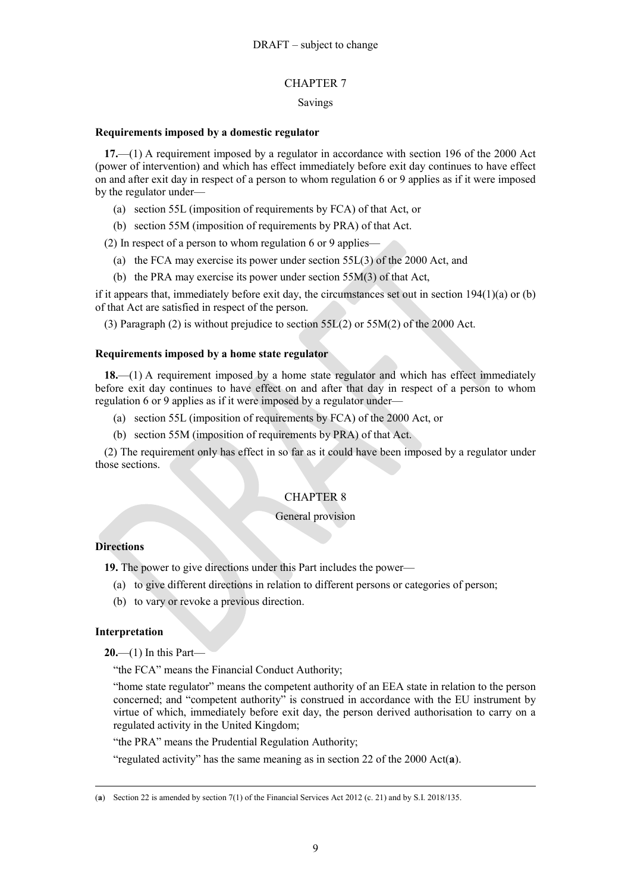DRAFT – subject to change

## CHAPTER 7

### Savings

**Requirements imposed by a domestic regulator**

**17.**—(1) A requirement imposed by a regulator in accordance with section 196 of the 2000 Act (power of intervention) and which has effect immediately before exit day continues to have effect on and after exit day in respect of a person to whom regulation 6 or 9 applies as if it were imposed by the regulator under—

(a) section 55L (imposition of requirements by FCA) of that Act, or

(b) section 55M (imposition of requirements by PRA) of that Act.

(2) In respect of a person to whom regulation 6 or 9 applies—

(a) the FCA may exercise its power under section 55L(3) of the 2000 Act, and

(b) the PRA may exercise its power under section 55M(3) of that Act,

if it appears that, immediately before exit day, the circumstances set out in section 194(1)(a) or (b) of that Act are satisfied in respect of the person.

(3) Paragraph (2) is without prejudice to section 55L(2) or 55M(2) of the 2000 Act.

**Requirements imposed by a home state regulator**

**18.**—(1) A requirement imposed by a home state regulator and which has effect immediately before exit day continues to have effect on and after that day in respect of a person to whom regulation 6 or 9 applies as if it were imposed by a regulator under—

(a) section 55L (imposition of requirements by FCA) of the 2000 Act, or

(b) section 55M (imposition of requirements by PRA) of that Act.

(2) The requirement only has effect in so far as it could have been imposed by a regulator under those sections.

## CHAPTER 8

### General provision

**Directions**

**19.** The power to give directions under this Part includes the power—

(a) to give different directions in relation to different persons or categories of person;

(b) to vary or revoke a previous direction.

**Interpretation**

**20.**—(1) In this Part—

"the FCA" means the Financial Conduct Authority;

"home state regulator" means the competent authority of an EEA state in relation to the person concerned; and "competent authority" is construed in accordance with the EU instrument by virtue of which, immediately before exit day, the person derived authorisation to carry on a regulated activity in the United Kingdom;

"the PRA" means the Prudential Regulation Authority;

"regulated activity" has the same meaning as in section 22 of the 2000 Act(**a**).

---

(**a**) Section 22 is amended by section 7(1) of the Financial Services Act 2012 (c. 21) and by S.I. 2018/135.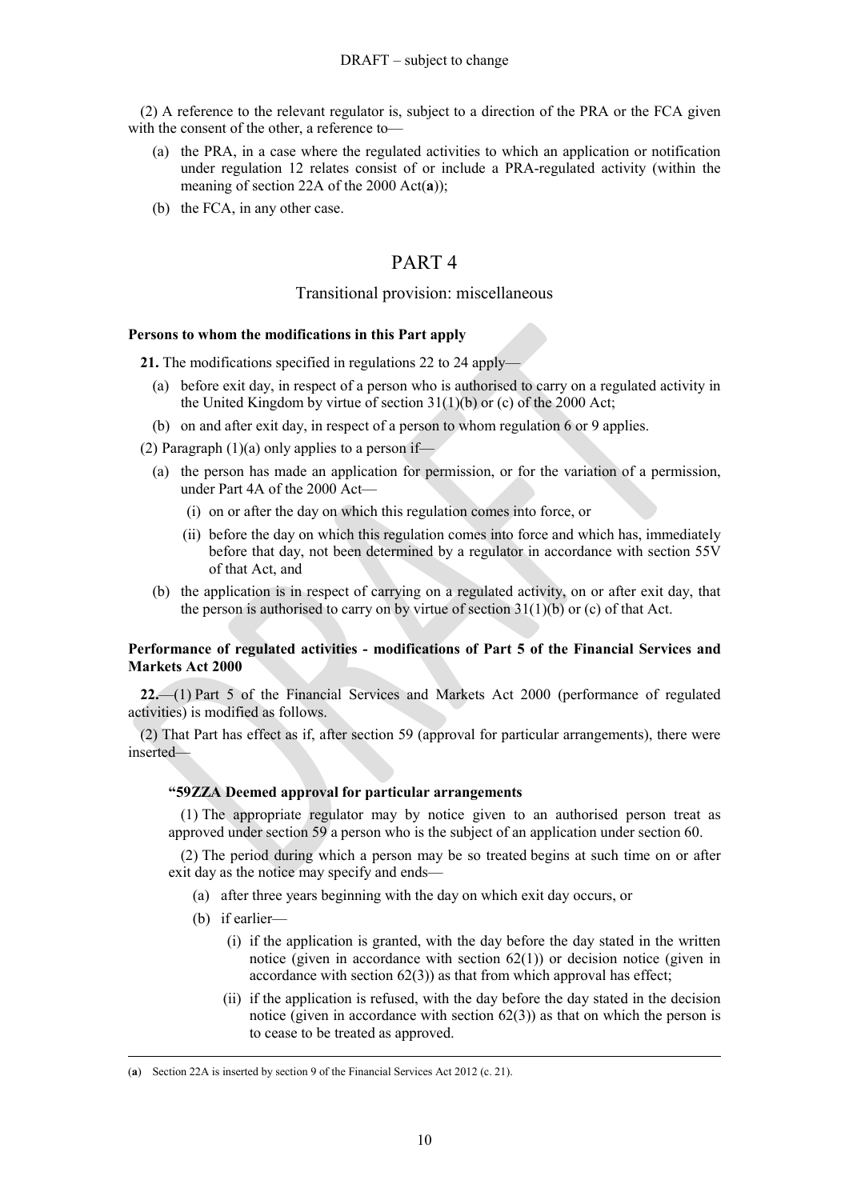(2) A reference to the relevant regulator is, subject to a direction of the PRA or the FCA given with the consent of the other, a reference to—

- (a) the PRA, in a case where the regulated activities to which an application or notification under regulation 12 relates consist of or include a PRA-regulated activity (within the meaning of section 22A of the 2000 Act(**a**));
- (b) the FCA, in any other case.

# PART 4

## Transitional provision: miscellaneous

**Persons to whom the modifications in this Part apply**

**21.** The modifications specified in regulations 22 to 24 apply—

- (a) before exit day, in respect of a person who is authorised to carry on a regulated activity in the United Kingdom by virtue of section 31(1)(b) or (c) of the 2000 Act;
- (b) on and after exit day, in respect of a person to whom regulation 6 or 9 applies.

(2) Paragraph (1)(a) only applies to a person if—

- (a) the person has made an application for permission, or for the variation of a permission, under Part 4A of the 2000 Act—
  - (i) on or after the day on which this regulation comes into force, or
  - (ii) before the day on which this regulation comes into force and which has, immediately before that day, not been determined by a regulator in accordance with section 55V of that Act, and
- (b) the application is in respect of carrying on a regulated activity, on or after exit day, that the person is authorised to carry on by virtue of section 31(1)(b) or (c) of that Act.

**Performance of regulated activities - modifications of Part 5 of the Financial Services and Markets Act 2000**

**22.**—(1) Part 5 of the Financial Services and Markets Act 2000 (performance of regulated activities) is modified as follows.

(2) That Part has effect as if, after section 59 (approval for particular arrangements), there were inserted—

**"59ZZA Deemed approval for particular arrangements**

(1) The appropriate regulator may by notice given to an authorised person treat as approved under section 59 a person who is the subject of an application under section 60.

(2) The period during which a person may be so treated begins at such time on or after exit day as the notice may specify and ends—

- (a) after three years beginning with the day on which exit day occurs, or
- (b) if earlier—
  - (i) if the application is granted, with the day before the day stated in the written notice (given in accordance with section 62(1)) or decision notice (given in accordance with section 62(3)) as that from which approval has effect;
  - (ii) if the application is refused, with the day before the day stated in the decision notice (given in accordance with section 62(3)) as that on which the person is to cease to be treated as approved.

---

(**a**) Section 22A is inserted by section 9 of the Financial Services Act 2012 (c. 21).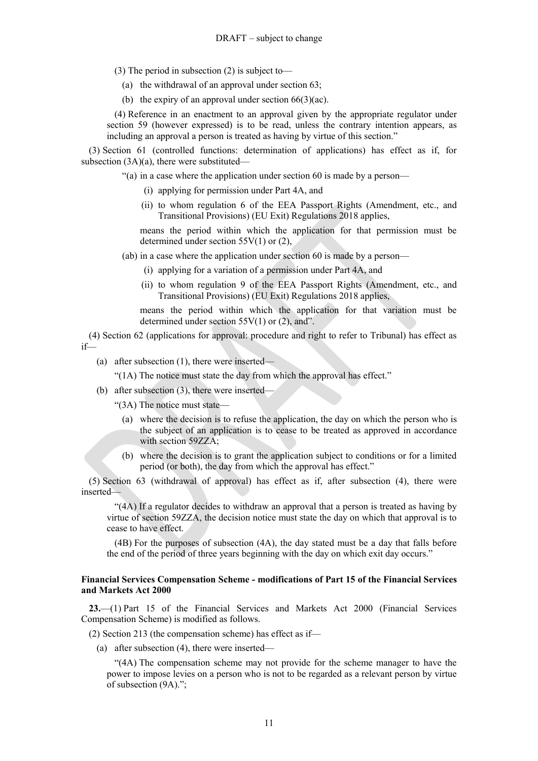(3) The period in subsection (2) is subject to—

(a) the withdrawal of an approval under section 63;

(b) the expiry of an approval under section 66(3)(ac).

(4) Reference in an enactment to an approval given by the appropriate regulator under section 59 (however expressed) is to be read, unless the contrary intention appears, as including an approval a person is treated as having by virtue of this section."

(3) Section 61 (controlled functions: determination of applications) has effect as if, for subsection (3A)(a), there were substituted—

"(a) in a case where the application under section 60 is made by a person—

(i) applying for permission under Part 4A, and

(ii) to whom regulation 6 of the EEA Passport Rights (Amendment, etc., and Transitional Provisions) (EU Exit) Regulations 2018 applies,

means the period within which the application for that permission must be determined under section 55V(1) or (2),

(ab) in a case where the application under section 60 is made by a person—

(i) applying for a variation of a permission under Part 4A, and

(ii) to whom regulation 9 of the EEA Passport Rights (Amendment, etc., and Transitional Provisions) (EU Exit) Regulations 2018 applies,

means the period within which the application for that variation must be determined under section 55V(1) or (2), and".

(4) Section 62 (applications for approval: procedure and right to refer to Tribunal) has effect as if—

(a) after subsection (1), there were inserted—

"(1A) The notice must state the day from which the approval has effect."

(b) after subsection (3), there were inserted—

"(3A) The notice must state—

(a) where the decision is to refuse the application, the day on which the person who is the subject of an application is to cease to be treated as approved in accordance with section 59ZZA;

(b) where the decision is to grant the application subject to conditions or for a limited period (or both), the day from which the approval has effect."

(5) Section 63 (withdrawal of approval) has effect as if, after subsection (4), there were inserted—

"(4A) If a regulator decides to withdraw an approval that a person is treated as having by virtue of section 59ZZA, the decision notice must state the day on which that approval is to cease to have effect.

(4B) For the purposes of subsection (4A), the day stated must be a day that falls before the end of the period of three years beginning with the day on which exit day occurs."

**Financial Services Compensation Scheme - modifications of Part 15 of the Financial Services and Markets Act 2000**

**23.**—(1) Part 15 of the Financial Services and Markets Act 2000 (Financial Services Compensation Scheme) is modified as follows.

(2) Section 213 (the compensation scheme) has effect as if—

(a) after subsection (4), there were inserted—

"(4A) The compensation scheme may not provide for the scheme manager to have the power to impose levies on a person who is not to be regarded as a relevant person by virtue of subsection (9A).";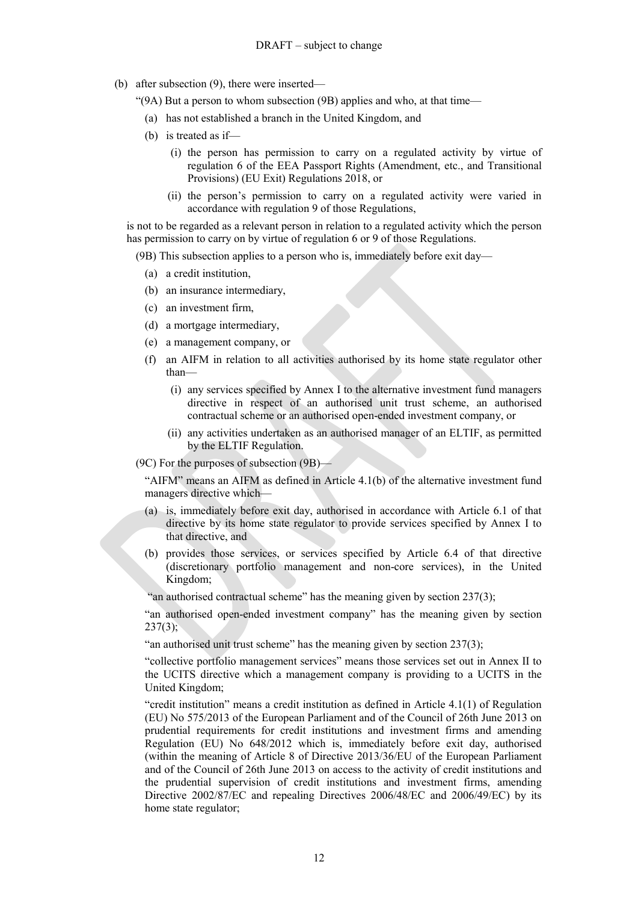(b) after subsection (9), there were inserted—

"(9A) But a person to whom subsection (9B) applies and who, at that time—

- (a) has not established a branch in the United Kingdom, and
- (b) is treated as if—
  - (i) the person has permission to carry on a regulated activity by virtue of regulation 6 of the EEA Passport Rights (Amendment, etc., and Transitional Provisions) (EU Exit) Regulations 2018, or
  - (ii) the person's permission to carry on a regulated activity were varied in accordance with regulation 9 of those Regulations,

is not to be regarded as a relevant person in relation to a regulated activity which the person has permission to carry on by virtue of regulation 6 or 9 of those Regulations.

(9B) This subsection applies to a person who is, immediately before exit day—

- (a) a credit institution,
- (b) an insurance intermediary,
- (c) an investment firm,
- (d) a mortgage intermediary,
- (e) a management company, or
- (f) an AIFM in relation to all activities authorised by its home state regulator other than—
  - (i) any services specified by Annex I to the alternative investment fund managers directive in respect of an authorised unit trust scheme, an authorised contractual scheme or an authorised open-ended investment company, or
  - (ii) any activities undertaken as an authorised manager of an ELTIF, as permitted by the ELTIF Regulation.

(9C) For the purposes of subsection (9B)—

"AIFM" means an AIFM as defined in Article 4.1(b) of the alternative investment fund managers directive which—

- (a) is, immediately before exit day, authorised in accordance with Article 6.1 of that directive by its home state regulator to provide services specified by Annex I to that directive, and
- (b) provides those services, or services specified by Article 6.4 of that directive (discretionary portfolio management and non-core services), in the United Kingdom;

"an authorised contractual scheme" has the meaning given by section 237(3);

"an authorised open-ended investment company" has the meaning given by section 237(3);

"an authorised unit trust scheme" has the meaning given by section 237(3);

"collective portfolio management services" means those services set out in Annex II to the UCITS directive which a management company is providing to a UCITS in the United Kingdom;

"credit institution" means a credit institution as defined in Article 4.1(1) of Regulation (EU) No 575/2013 of the European Parliament and of the Council of 26th June 2013 on prudential requirements for credit institutions and investment firms and amending Regulation (EU) No 648/2012 which is, immediately before exit day, authorised (within the meaning of Article 8 of Directive 2013/36/EU of the European Parliament and of the Council of 26th June 2013 on access to the activity of credit institutions and the prudential supervision of credit institutions and investment firms, amending Directive 2002/87/EC and repealing Directives 2006/48/EC and 2006/49/EC) by its home state regulator;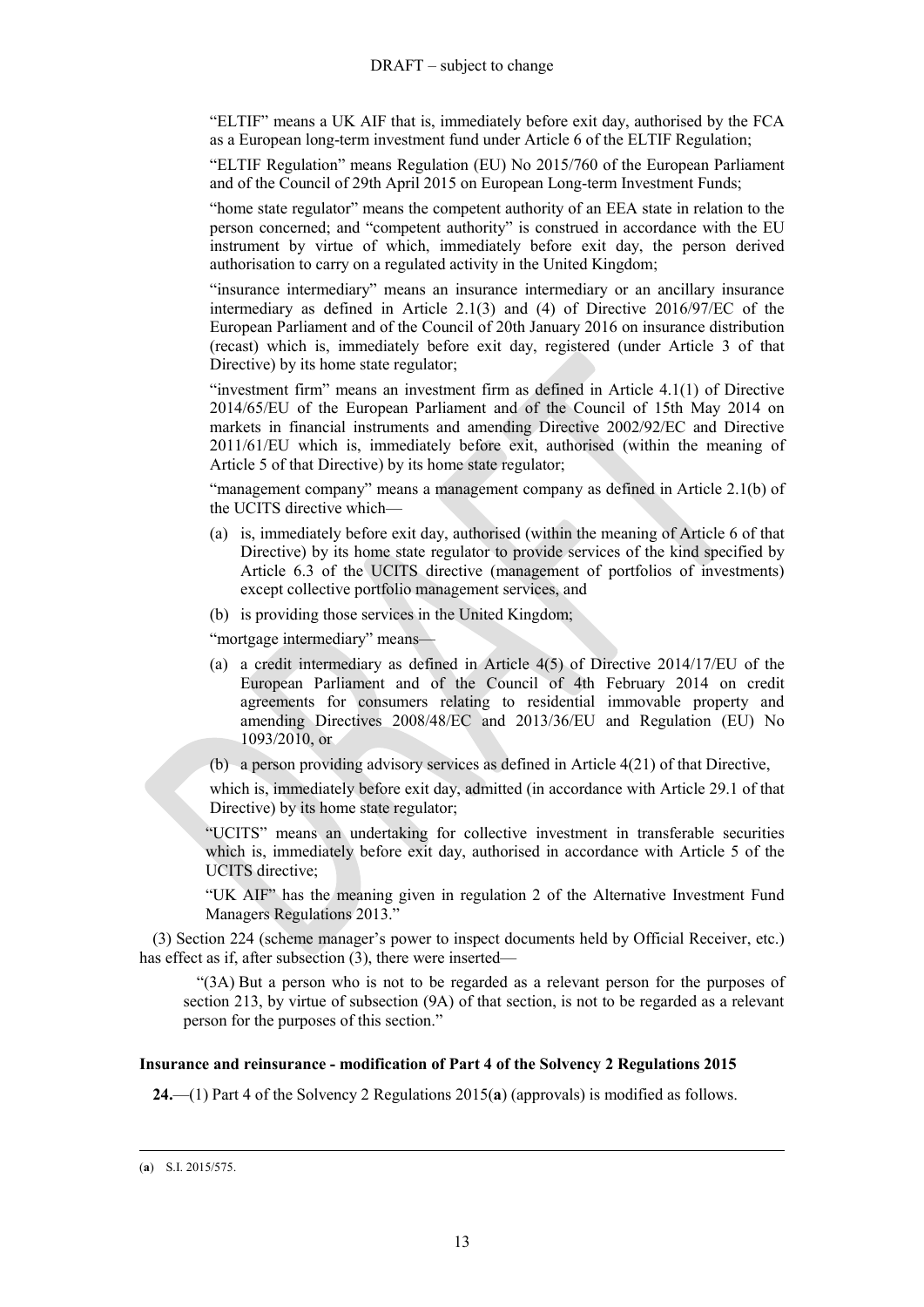"ELTIF" means a UK AIF that is, immediately before exit day, authorised by the FCA as a European long-term investment fund under Article 6 of the ELTIF Regulation;

"ELTIF Regulation" means Regulation (EU) No 2015/760 of the European Parliament and of the Council of 29th April 2015 on European Long-term Investment Funds;

"home state regulator" means the competent authority of an EEA state in relation to the person concerned; and "competent authority" is construed in accordance with the EU instrument by virtue of which, immediately before exit day, the person derived authorisation to carry on a regulated activity in the United Kingdom;

"insurance intermediary" means an insurance intermediary or an ancillary insurance intermediary as defined in Article 2.1(3) and (4) of Directive 2016/97/EC of the European Parliament and of the Council of 20th January 2016 on insurance distribution (recast) which is, immediately before exit day, registered (under Article 3 of that Directive) by its home state regulator;

"investment firm" means an investment firm as defined in Article 4.1(1) of Directive 2014/65/EU of the European Parliament and of the Council of 15th May 2014 on markets in financial instruments and amending Directive 2002/92/EC and Directive 2011/61/EU which is, immediately before exit, authorised (within the meaning of Article 5 of that Directive) by its home state regulator;

"management company" means a management company as defined in Article 2.1(b) of the UCITS directive which—

(a) is, immediately before exit day, authorised (within the meaning of Article 6 of that Directive) by its home state regulator to provide services of the kind specified by Article 6.3 of the UCITS directive (management of portfolios of investments) except collective portfolio management services, and

(b) is providing those services in the United Kingdom;

"mortgage intermediary" means—

(a) a credit intermediary as defined in Article 4(5) of Directive 2014/17/EU of the European Parliament and of the Council of 4th February 2014 on credit agreements for consumers relating to residential immovable property and amending Directives 2008/48/EC and 2013/36/EU and Regulation (EU) No 1093/2010, or

(b) a person providing advisory services as defined in Article 4(21) of that Directive,

which is, immediately before exit day, admitted (in accordance with Article 29.1 of that Directive) by its home state regulator;

"UCITS" means an undertaking for collective investment in transferable securities which is, immediately before exit day, authorised in accordance with Article 5 of the UCITS directive;

"UK AIF" has the meaning given in regulation 2 of the Alternative Investment Fund Managers Regulations 2013."

(3) Section 224 (scheme manager's power to inspect documents held by Official Receiver, etc.) has effect as if, after subsection (3), there were inserted—

"(3A) But a person who is not to be regarded as a relevant person for the purposes of section 213, by virtue of subsection (9A) of that section, is not to be regarded as a relevant person for the purposes of this section."

**Insurance and reinsurance - modification of Part 4 of the Solvency 2 Regulations 2015**

**24.**—(1) Part 4 of the Solvency 2 Regulations 2015(**a**) (approvals) is modified as follows.

(**a**) S.I. 2015/575.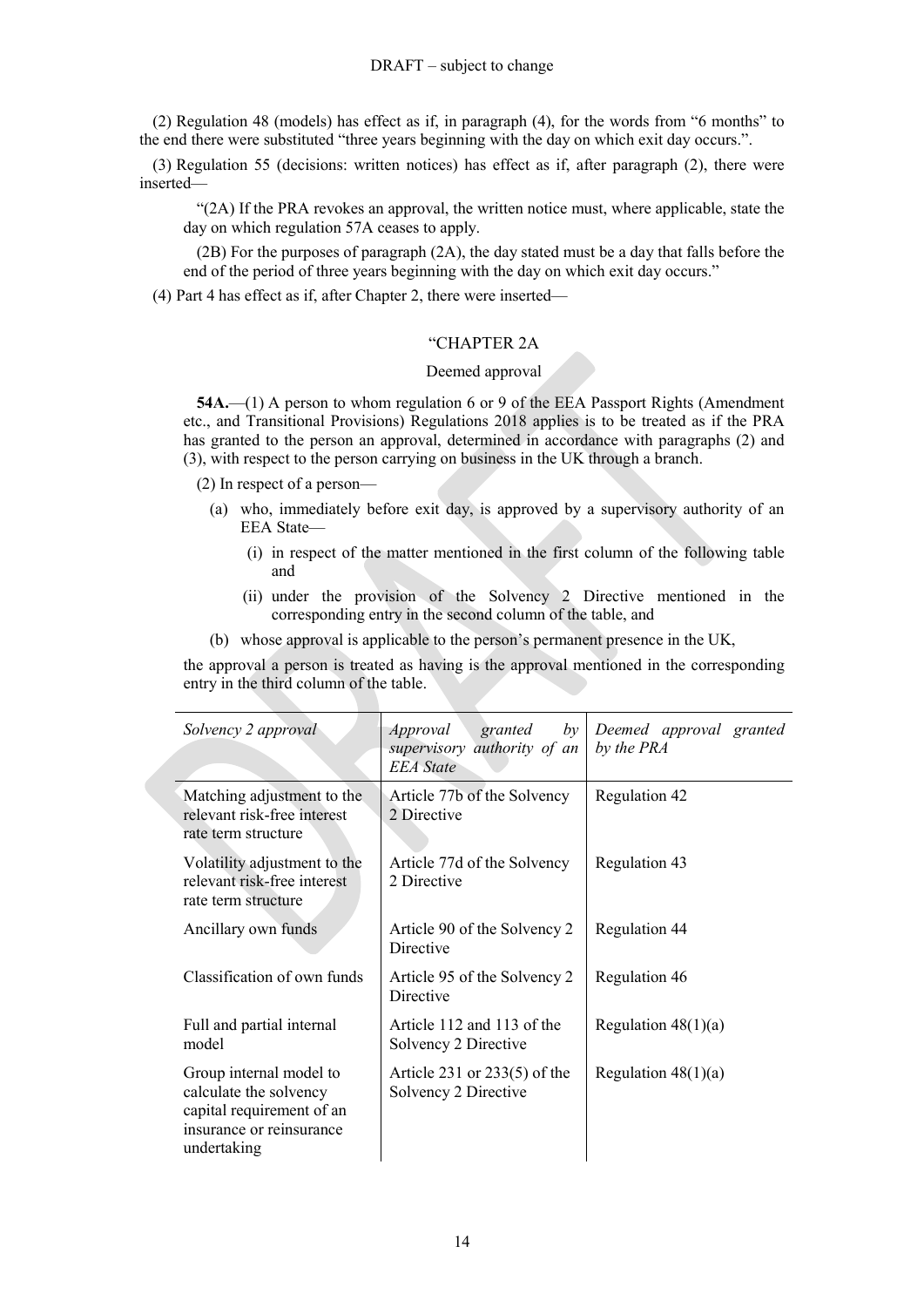DRAFT – subject to change

(2) Regulation 48 (models) has effect as if, in paragraph (4), for the words from "6 months" to the end there were substituted "three years beginning with the day on which exit day occurs.".

(3) Regulation 55 (decisions: written notices) has effect as if, after paragraph (2), there were inserted—

"(2A) If the PRA revokes an approval, the written notice must, where applicable, state the day on which regulation 57A ceases to apply.

(2B) For the purposes of paragraph (2A), the day stated must be a day that falls before the end of the period of three years beginning with the day on which exit day occurs."

(4) Part 4 has effect as if, after Chapter 2, there were inserted—

"CHAPTER 2A

Deemed approval

**54A.**—(1) A person to whom regulation 6 or 9 of the EEA Passport Rights (Amendment etc., and Transitional Provisions) Regulations 2018 applies is to be treated as if the PRA has granted to the person an approval, determined in accordance with paragraphs (2) and (3), with respect to the person carrying on business in the UK through a branch.

(2) In respect of a person—

(a) who, immediately before exit day, is approved by a supervisory authority of an EEA State—

(i) in respect of the matter mentioned in the first column of the following table and

(ii) under the provision of the Solvency 2 Directive mentioned in the corresponding entry in the second column of the table, and

(b) whose approval is applicable to the person's permanent presence in the UK,

the approval a person is treated as having is the approval mentioned in the corresponding entry in the third column of the table.

| *Solvency 2 approval* | *Approval granted by supervisory authority of an EEA State* | *Deemed approval granted by the PRA* |
|---|---|---|
| Matching adjustment to the relevant risk-free interest rate term structure | Article 77b of the Solvency 2 Directive | Regulation 42 |
| Volatility adjustment to the relevant risk-free interest rate term structure | Article 77d of the Solvency 2 Directive | Regulation 43 |
| Ancillary own funds | Article 90 of the Solvency 2 Directive | Regulation 44 |
| Classification of own funds | Article 95 of the Solvency 2 Directive | Regulation 46 |
| Full and partial internal model | Article 112 and 113 of the Solvency 2 Directive | Regulation 48(1)(a) |
| Group internal model to calculate the solvency capital requirement of an insurance or reinsurance undertaking | Article 231 or 233(5) of the Solvency 2 Directive | Regulation 48(1)(a) |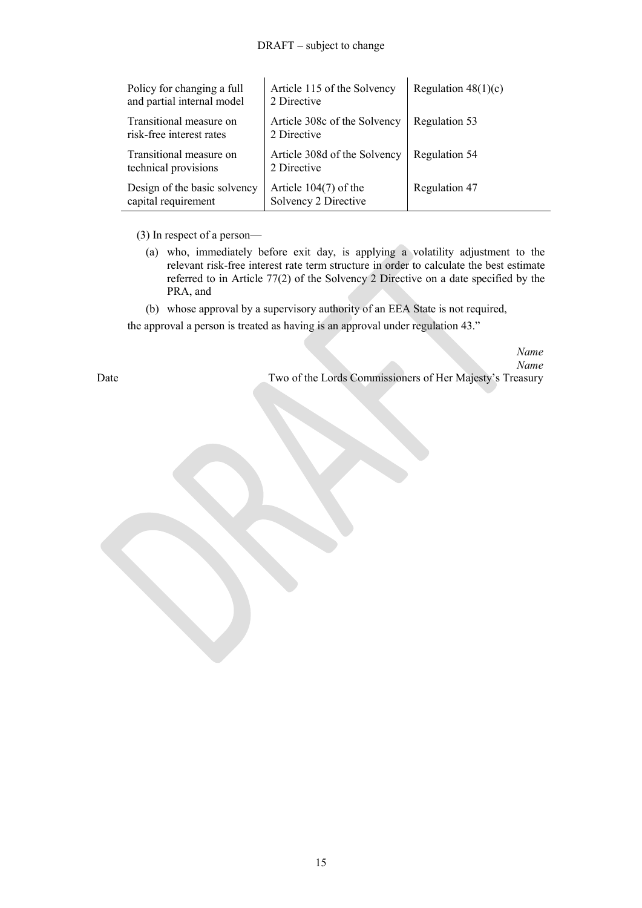| | | |
|---|---|---|
| Policy for changing a full and partial internal model | Article 115 of the Solvency 2 Directive | Regulation 48(1)(c) |
| Transitional measure on risk-free interest rates | Article 308c of the Solvency 2 Directive | Regulation 53 |
| Transitional measure on technical provisions | Article 308d of the Solvency 2 Directive | Regulation 54 |
| Design of the basic solvency capital requirement | Article 104(7) of the Solvency 2 Directive | Regulation 47 |

(3) In respect of a person—

(a) who, immediately before exit day, is applying a volatility adjustment to the relevant risk-free interest rate term structure in order to calculate the best estimate referred to in Article 77(2) of the Solvency 2 Directive on a date specified by the PRA, and

(b) whose approval by a supervisory authority of an EEA State is not required,

the approval a person is treated as having is an approval under regulation 43."

*Name*
*Name*

Date — Two of the Lords Commissioners of Her Majesty's Treasury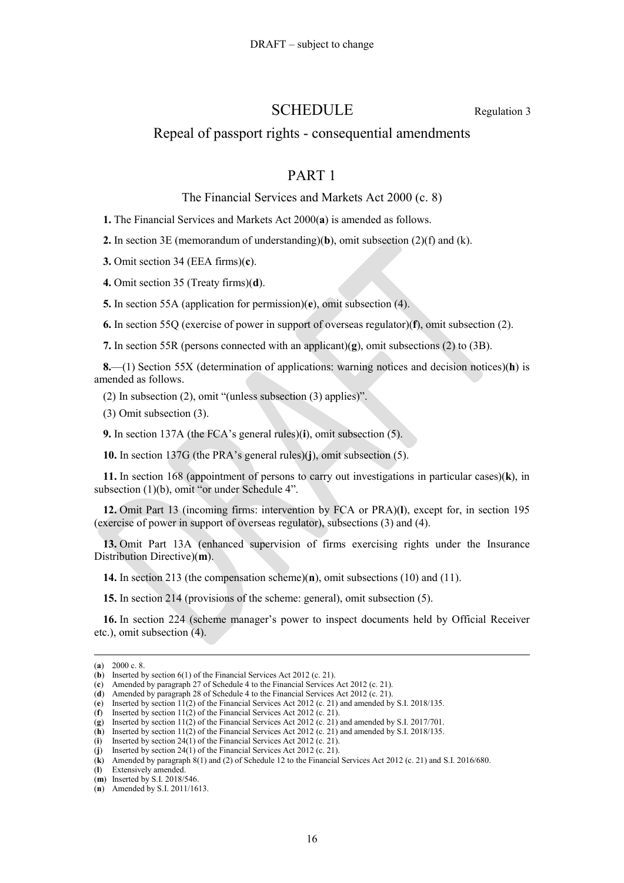DRAFT – subject to change

# SCHEDULE

Regulation 3

## Repeal of passport rights - consequential amendments

## PART 1

### The Financial Services and Markets Act 2000 (c. 8)

**1.** The Financial Services and Markets Act 2000(**a**) is amended as follows.

**2.** In section 3E (memorandum of understanding)(**b**), omit subsection (2)(f) and (k).

**3.** Omit section 34 (EEA firms)(**c**).

**4.** Omit section 35 (Treaty firms)(**d**).

**5.** In section 55A (application for permission)(**e**), omit subsection (4).

**6.** In section 55Q (exercise of power in support of overseas regulator)(**f**), omit subsection (2).

**7.** In section 55R (persons connected with an applicant)(**g**), omit subsections (2) to (3B).

**8.**—(1) Section 55X (determination of applications: warning notices and decision notices)(**h**) is amended as follows.

(2) In subsection (2), omit "(unless subsection (3) applies)".

(3) Omit subsection (3).

**9.** In section 137A (the FCA's general rules)(**i**), omit subsection (5).

**10.** In section 137G (the PRA's general rules)(**j**), omit subsection (5).

**11.** In section 168 (appointment of persons to carry out investigations in particular cases)(**k**), in subsection (1)(b), omit "or under Schedule 4".

**12.** Omit Part 13 (incoming firms: intervention by FCA or PRA)(**l**), except for, in section 195 (exercise of power in support of overseas regulator), subsections (3) and (4).

**13.** Omit Part 13A (enhanced supervision of firms exercising rights under the Insurance Distribution Directive)(**m**).

**14.** In section 213 (the compensation scheme)(**n**), omit subsections (10) and (11).

**15.** In section 214 (provisions of the scheme: general), omit subsection (5).

**16.** In section 224 (scheme manager's power to inspect documents held by Official Receiver etc.), omit subsection (4).

---

(**a**) 2000 c. 8.
(**b**) Inserted by section 6(1) of the Financial Services Act 2012 (c. 21).
(**c**) Amended by paragraph 27 of Schedule 4 to the Financial Services Act 2012 (c. 21).
(**d**) Amended by paragraph 28 of Schedule 4 to the Financial Services Act 2012 (c. 21).
(**e**) Inserted by section 11(2) of the Financial Services Act 2012 (c. 21) and amended by S.I. 2018/135.
(**f**) Inserted by section 11(2) of the Financial Services Act 2012 (c. 21).
(**g**) Inserted by section 11(2) of the Financial Services Act 2012 (c. 21) and amended by S.I. 2017/701.
(**h**) Inserted by section 11(2) of the Financial Services Act 2012 (c. 21) and amended by S.I. 2018/135.
(**i**) Inserted by section 24(1) of the Financial Services Act 2012 (c. 21).
(**j**) Inserted by section 24(1) of the Financial Services Act 2012 (c. 21).
(**k**) Amended by paragraph 8(1) and (2) of Schedule 12 to the Financial Services Act 2012 (c. 21) and S.I. 2016/680.
(**l**) Extensively amended.
(**m**) Inserted by S.I. 2018/546.
(**n**) Amended by S.I. 2011/1613.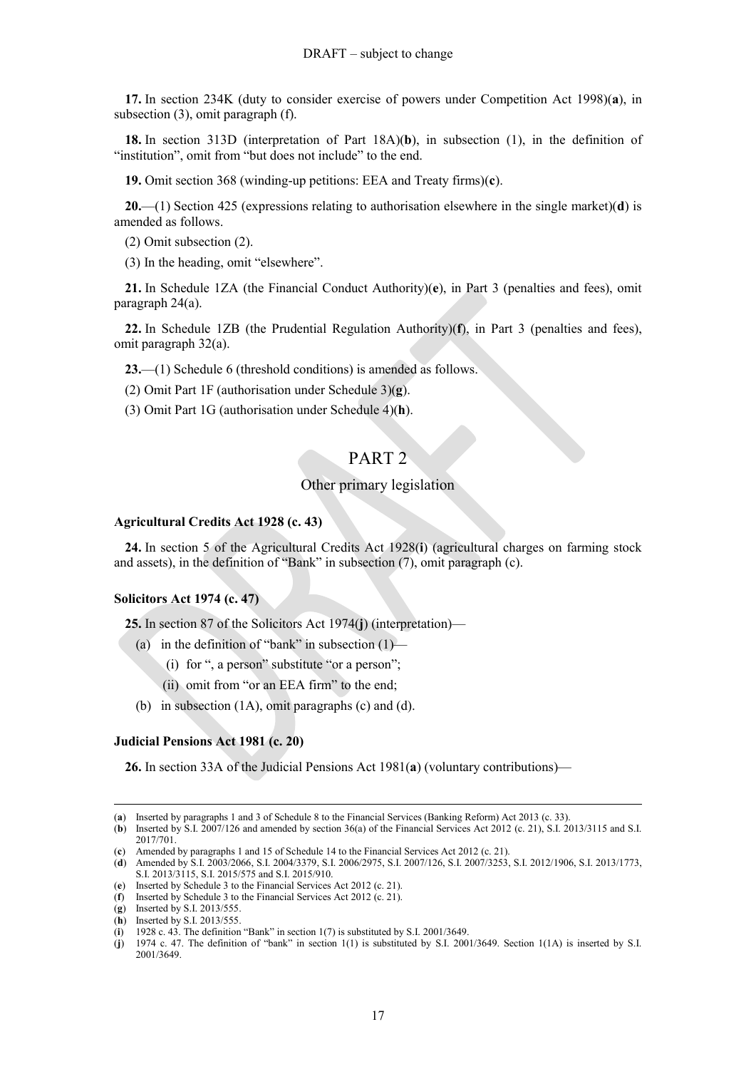**17.** In section 234K (duty to consider exercise of powers under Competition Act 1998)(**a**), in subsection (3), omit paragraph (f).

**18.** In section 313D (interpretation of Part 18A)(**b**), in subsection (1), in the definition of "institution", omit from "but does not include" to the end.

**19.** Omit section 368 (winding-up petitions: EEA and Treaty firms)(**c**).

**20.**—(1) Section 425 (expressions relating to authorisation elsewhere in the single market)(**d**) is amended as follows.

(2) Omit subsection (2).

(3) In the heading, omit "elsewhere".

**21.** In Schedule 1ZA (the Financial Conduct Authority)(**e**), in Part 3 (penalties and fees), omit paragraph 24(a).

**22.** In Schedule 1ZB (the Prudential Regulation Authority)(**f**), in Part 3 (penalties and fees), omit paragraph 32(a).

**23.**—(1) Schedule 6 (threshold conditions) is amended as follows.

(2) Omit Part 1F (authorisation under Schedule 3)(**g**).

(3) Omit Part 1G (authorisation under Schedule 4)(**h**).

## PART 2

### Other primary legislation

**Agricultural Credits Act 1928 (c. 43)**

**24.** In section 5 of the Agricultural Credits Act 1928(**i**) (agricultural charges on farming stock and assets), in the definition of "Bank" in subsection (7), omit paragraph (c).

**Solicitors Act 1974 (c. 47)**

**25.** In section 87 of the Solicitors Act 1974(**j**) (interpretation)—

(a) in the definition of "bank" in subsection (1)—

(i) for ", a person" substitute "or a person";

(ii) omit from "or an EEA firm" to the end;

(b) in subsection (1A), omit paragraphs (c) and (d).

**Judicial Pensions Act 1981 (c. 20)**

**26.** In section 33A of the Judicial Pensions Act 1981(**a**) (voluntary contributions)—

---

(**a**) Inserted by paragraphs 1 and 3 of Schedule 8 to the Financial Services (Banking Reform) Act 2013 (c. 33).
(**b**) Inserted by S.I. 2007/126 and amended by section 36(a) of the Financial Services Act 2012 (c. 21), S.I. 2013/3115 and S.I. 2017/701.
(**c**) Amended by paragraphs 1 and 15 of Schedule 14 to the Financial Services Act 2012 (c. 21).
(**d**) Amended by S.I. 2003/2066, S.I. 2004/3379, S.I. 2006/2975, S.I. 2007/126, S.I. 2007/3253, S.I. 2012/1906, S.I. 2013/1773, S.I. 2013/3115, S.I. 2015/575 and S.I. 2015/910.
(**e**) Inserted by Schedule 3 to the Financial Services Act 2012 (c. 21).
(**f**) Inserted by Schedule 3 to the Financial Services Act 2012 (c. 21).
(**g**) Inserted by S.I. 2013/555.
(**h**) Inserted by S.I. 2013/555.
(**i**) 1928 c. 43. The definition "Bank" in section 1(7) is substituted by S.I. 2001/3649.
(**j**) 1974 c. 47. The definition of "bank" in section 1(1) is substituted by S.I. 2001/3649. Section 1(1A) is inserted by S.I. 2001/3649.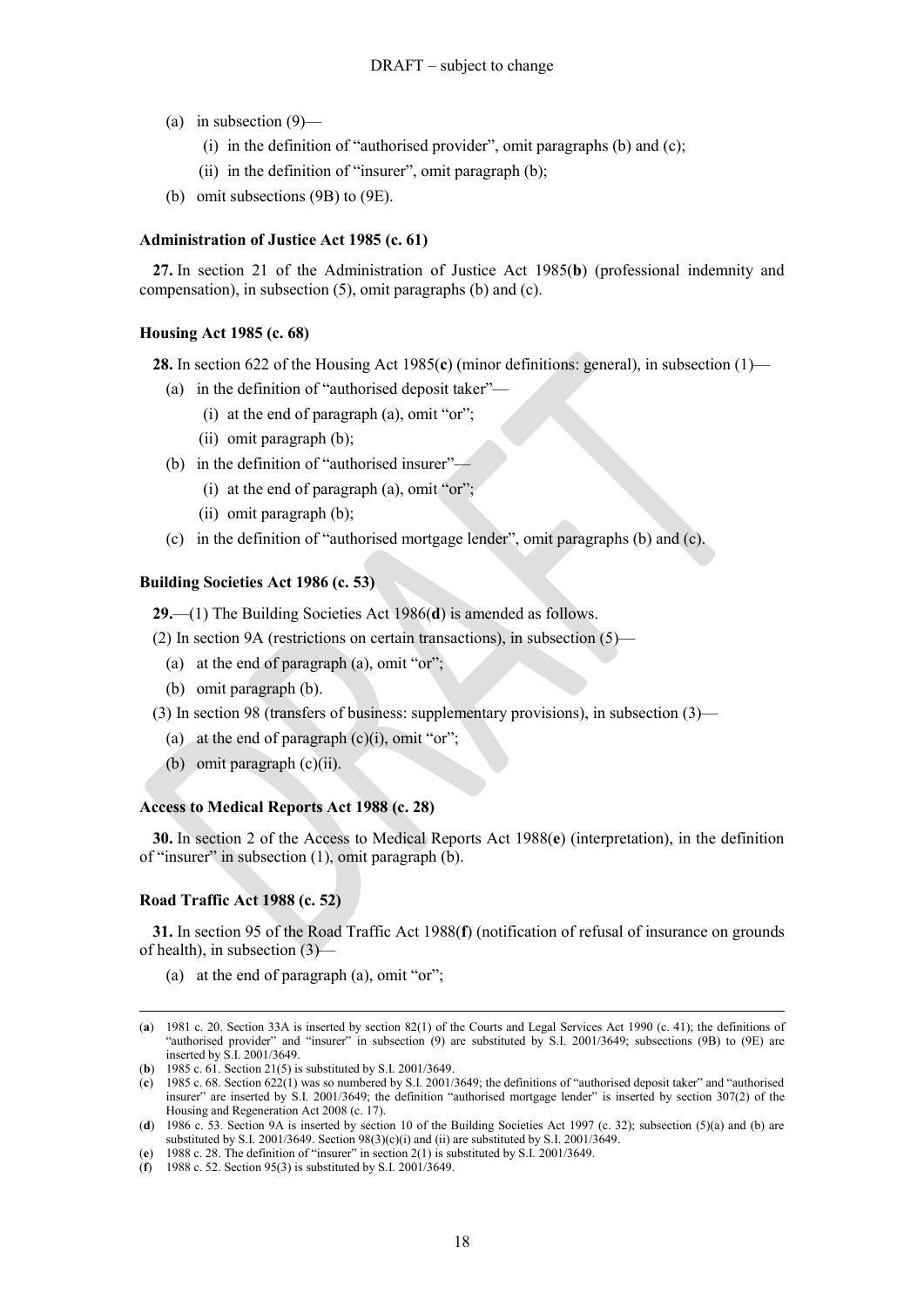(a) in subsection (9)—

(i) in the definition of "authorised provider", omit paragraphs (b) and (c);

(ii) in the definition of "insurer", omit paragraph (b);

(b) omit subsections (9B) to (9E).

**Administration of Justice Act 1985 (c. 61)**

**27.** In section 21 of the Administration of Justice Act 1985(**b**) (professional indemnity and compensation), in subsection (5), omit paragraphs (b) and (c).

**Housing Act 1985 (c. 68)**

**28.** In section 622 of the Housing Act 1985(**c**) (minor definitions: general), in subsection (1)—

(a) in the definition of "authorised deposit taker"—

(i) at the end of paragraph (a), omit "or";

(ii) omit paragraph (b);

(b) in the definition of "authorised insurer"—

(i) at the end of paragraph (a), omit "or";

(ii) omit paragraph (b);

(c) in the definition of "authorised mortgage lender", omit paragraphs (b) and (c).

**Building Societies Act 1986 (c. 53)**

**29.**—(1) The Building Societies Act 1986(**d**) is amended as follows.

(2) In section 9A (restrictions on certain transactions), in subsection (5)—

(a) at the end of paragraph (a), omit "or";

(b) omit paragraph (b).

(3) In section 98 (transfers of business: supplementary provisions), in subsection (3)—

(a) at the end of paragraph (c)(i), omit "or";

(b) omit paragraph (c)(ii).

**Access to Medical Reports Act 1988 (c. 28)**

**30.** In section 2 of the Access to Medical Reports Act 1988(**e**) (interpretation), in the definition of "insurer" in subsection (1), omit paragraph (b).

**Road Traffic Act 1988 (c. 52)**

**31.** In section 95 of the Road Traffic Act 1988(**f**) (notification of refusal of insurance on grounds of health), in subsection (3)—

(a) at the end of paragraph (a), omit "or";

---

(**a**) 1981 c. 20. Section 33A is inserted by section 82(1) of the Courts and Legal Services Act 1990 (c. 41); the definitions of "authorised provider" and "insurer" in subsection (9) are substituted by S.I. 2001/3649; subsections (9B) to (9E) are inserted by S.I. 2001/3649.

(**b**) 1985 c. 61. Section 21(5) is substituted by S.I. 2001/3649.

(**c**) 1985 c. 68. Section 622(1) was so numbered by S.I. 2001/3649; the definitions of "authorised deposit taker" and "authorised insurer" are inserted by S.I. 2001/3649; the definition "authorised mortgage lender" is inserted by section 307(2) of the Housing and Regeneration Act 2008 (c. 17).

(**d**) 1986 c. 53. Section 9A is inserted by section 10 of the Building Societies Act 1997 (c. 32); subsection (5)(a) and (b) are substituted by S.I. 2001/3649. Section 98(3)(c)(i) and (ii) are substituted by S.I. 2001/3649.

(**e**) 1988 c. 28. The definition of "insurer" in section 2(1) is substituted by S.I. 2001/3649.

(**f**) 1988 c. 52. Section 95(3) is substituted by S.I. 2001/3649.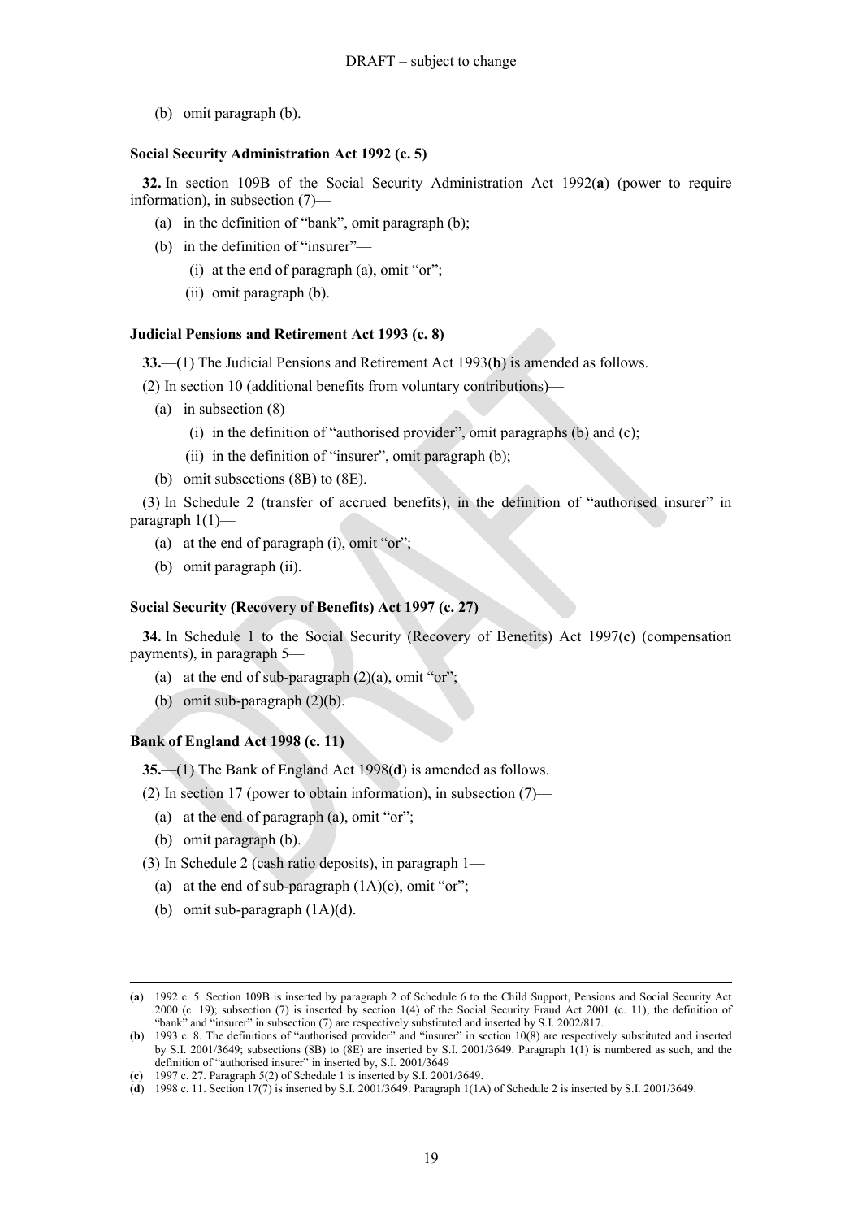(b) omit paragraph (b).

**Social Security Administration Act 1992 (c. 5)**

**32.** In section 109B of the Social Security Administration Act 1992(**a**) (power to require information), in subsection (7)—

- (a) in the definition of "bank", omit paragraph (b);
- (b) in the definition of "insurer"—
  - (i) at the end of paragraph (a), omit "or";
  - (ii) omit paragraph (b).

**Judicial Pensions and Retirement Act 1993 (c. 8)**

**33.**—(1) The Judicial Pensions and Retirement Act 1993(**b**) is amended as follows.

(2) In section 10 (additional benefits from voluntary contributions)—

- (a) in subsection (8)—
  - (i) in the definition of "authorised provider", omit paragraphs (b) and (c);
  - (ii) in the definition of "insurer", omit paragraph (b);
- (b) omit subsections (8B) to (8E).

(3) In Schedule 2 (transfer of accrued benefits), in the definition of "authorised insurer" in paragraph 1(1)—

- (a) at the end of paragraph (i), omit "or";
- (b) omit paragraph (ii).

**Social Security (Recovery of Benefits) Act 1997 (c. 27)**

**34.** In Schedule 1 to the Social Security (Recovery of Benefits) Act 1997(**c**) (compensation payments), in paragraph 5—

- (a) at the end of sub-paragraph (2)(a), omit "or";
- (b) omit sub-paragraph (2)(b).

**Bank of England Act 1998 (c. 11)**

**35.**—(1) The Bank of England Act 1998(**d**) is amended as follows.

(2) In section 17 (power to obtain information), in subsection (7)—

- (a) at the end of paragraph (a), omit "or";
- (b) omit paragraph (b).

(3) In Schedule 2 (cash ratio deposits), in paragraph 1—

- (a) at the end of sub-paragraph (1A)(c), omit "or";
- (b) omit sub-paragraph (1A)(d).

---

(**a**) 1992 c. 5. Section 109B is inserted by paragraph 2 of Schedule 6 to the Child Support, Pensions and Social Security Act 2000 (c. 19); subsection (7) is inserted by section 1(4) of the Social Security Fraud Act 2001 (c. 11); the definition of "bank" and "insurer" in subsection (7) are respectively substituted and inserted by S.I. 2002/817.

(**b**) 1993 c. 8. The definitions of "authorised provider" and "insurer" in section 10(8) are respectively substituted and inserted by S.I. 2001/3649; subsections (8B) to (8E) are inserted by S.I. 2001/3649. Paragraph 1(1) is numbered as such, and the definition of "authorised insurer" in inserted by, S.I. 2001/3649

(**c**) 1997 c. 27. Paragraph 5(2) of Schedule 1 is inserted by S.I. 2001/3649.

(**d**) 1998 c. 11. Section 17(7) is inserted by S.I. 2001/3649. Paragraph 1(1A) of Schedule 2 is inserted by S.I. 2001/3649.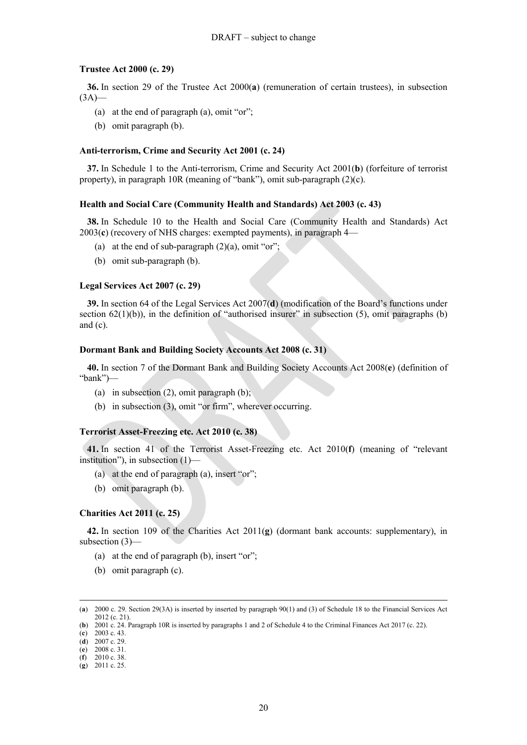**Trustee Act 2000 (c. 29)**

**36.** In section 29 of the Trustee Act 2000(**a**) (remuneration of certain trustees), in subsection (3A)—

(a) at the end of paragraph (a), omit "or";

(b) omit paragraph (b).

**Anti-terrorism, Crime and Security Act 2001 (c. 24)**

**37.** In Schedule 1 to the Anti-terrorism, Crime and Security Act 2001(**b**) (forfeiture of terrorist property), in paragraph 10R (meaning of "bank"), omit sub-paragraph (2)(c).

**Health and Social Care (Community Health and Standards) Act 2003 (c. 43)**

**38.** In Schedule 10 to the Health and Social Care (Community Health and Standards) Act 2003(**c**) (recovery of NHS charges: exempted payments), in paragraph 4—

(a) at the end of sub-paragraph (2)(a), omit "or";

(b) omit sub-paragraph (b).

**Legal Services Act 2007 (c. 29)**

**39.** In section 64 of the Legal Services Act 2007(**d**) (modification of the Board's functions under section 62(1)(b)), in the definition of "authorised insurer" in subsection (5), omit paragraphs (b) and (c).

**Dormant Bank and Building Society Accounts Act 2008 (c. 31)**

**40.** In section 7 of the Dormant Bank and Building Society Accounts Act 2008(**e**) (definition of "bank")—

(a) in subsection (2), omit paragraph (b);

(b) in subsection (3), omit "or firm", wherever occurring.

**Terrorist Asset-Freezing etc. Act 2010 (c. 38)**

**41.** In section 41 of the Terrorist Asset-Freezing etc. Act 2010(**f**) (meaning of "relevant institution"), in subsection (1)—

(a) at the end of paragraph (a), insert "or";

(b) omit paragraph (b).

**Charities Act 2011 (c. 25)**

**42.** In section 109 of the Charities Act 2011(**g**) (dormant bank accounts: supplementary), in subsection (3)—

(a) at the end of paragraph (b), insert "or";

(b) omit paragraph (c).

---

(**a**) 2000 c. 29. Section 29(3A) is inserted by inserted by paragraph 90(1) and (3) of Schedule 18 to the Financial Services Act 2012 (c. 21).

(**b**) 2001 c. 24. Paragraph 10R is inserted by paragraphs 1 and 2 of Schedule 4 to the Criminal Finances Act 2017 (c. 22).

(**c**) 2003 c. 43.

(**d**) 2007 c. 29.

(**e**) 2008 c. 31.

(**f**) 2010 c. 38.

(**g**) 2011 c. 25.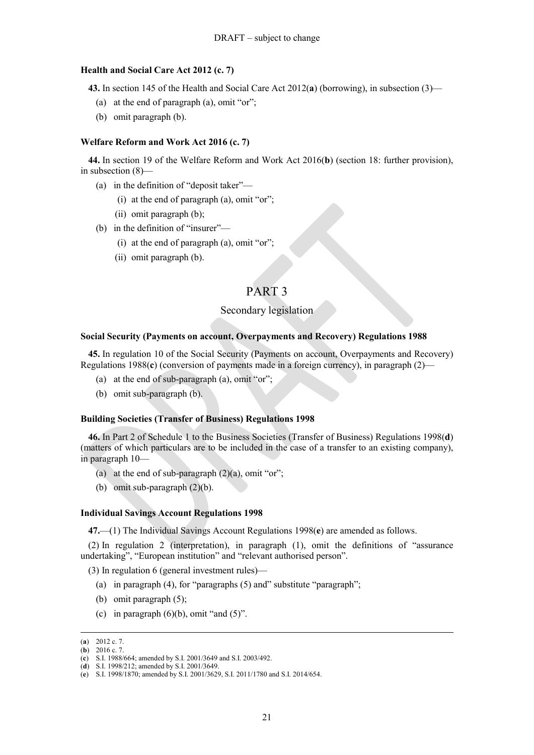### Health and Social Care Act 2012 (c. 7)

**43.** In section 145 of the Health and Social Care Act 2012(**a**) (borrowing), in subsection (3)—

- (a) at the end of paragraph (a), omit "or";
- (b) omit paragraph (b).

### Welfare Reform and Work Act 2016 (c. 7)

**44.** In section 19 of the Welfare Reform and Work Act 2016(**b**) (section 18: further provision), in subsection (8)—

- (a) in the definition of "deposit taker"—
  - (i) at the end of paragraph (a), omit "or";
  - (ii) omit paragraph (b);
- (b) in the definition of "insurer"—
  - (i) at the end of paragraph (a), omit "or";
  - (ii) omit paragraph (b).

## PART 3

## Secondary legislation

### Social Security (Payments on account, Overpayments and Recovery) Regulations 1988

**45.** In regulation 10 of the Social Security (Payments on account, Overpayments and Recovery) Regulations 1988(**c**) (conversion of payments made in a foreign currency), in paragraph (2)—

- (a) at the end of sub-paragraph (a), omit "or";
- (b) omit sub-paragraph (b).

### Building Societies (Transfer of Business) Regulations 1998

**46.** In Part 2 of Schedule 1 to the Business Societies (Transfer of Business) Regulations 1998(**d**) (matters of which particulars are to be included in the case of a transfer to an existing company), in paragraph 10—

- (a) at the end of sub-paragraph (2)(a), omit "or";
- (b) omit sub-paragraph (2)(b).

### Individual Savings Account Regulations 1998

**47.**—(1) The Individual Savings Account Regulations 1998(**e**) are amended as follows.

(2) In regulation 2 (interpretation), in paragraph (1), omit the definitions of "assurance undertaking", "European institution" and "relevant authorised person".

(3) In regulation 6 (general investment rules)—

- (a) in paragraph (4), for "paragraphs (5) and" substitute "paragraph";
- (b) omit paragraph (5);
- (c) in paragraph (6)(b), omit "and (5)".

---

(**a**) 2012 c. 7.
(**b**) 2016 c. 7.
(**c**) S.I. 1988/664; amended by S.I. 2001/3649 and S.I. 2003/492.
(**d**) S.I. 1998/212; amended by S.I. 2001/3649.
(**e**) S.I. 1998/1870; amended by S.I. 2001/3629, S.I. 2011/1780 and S.I. 2014/654.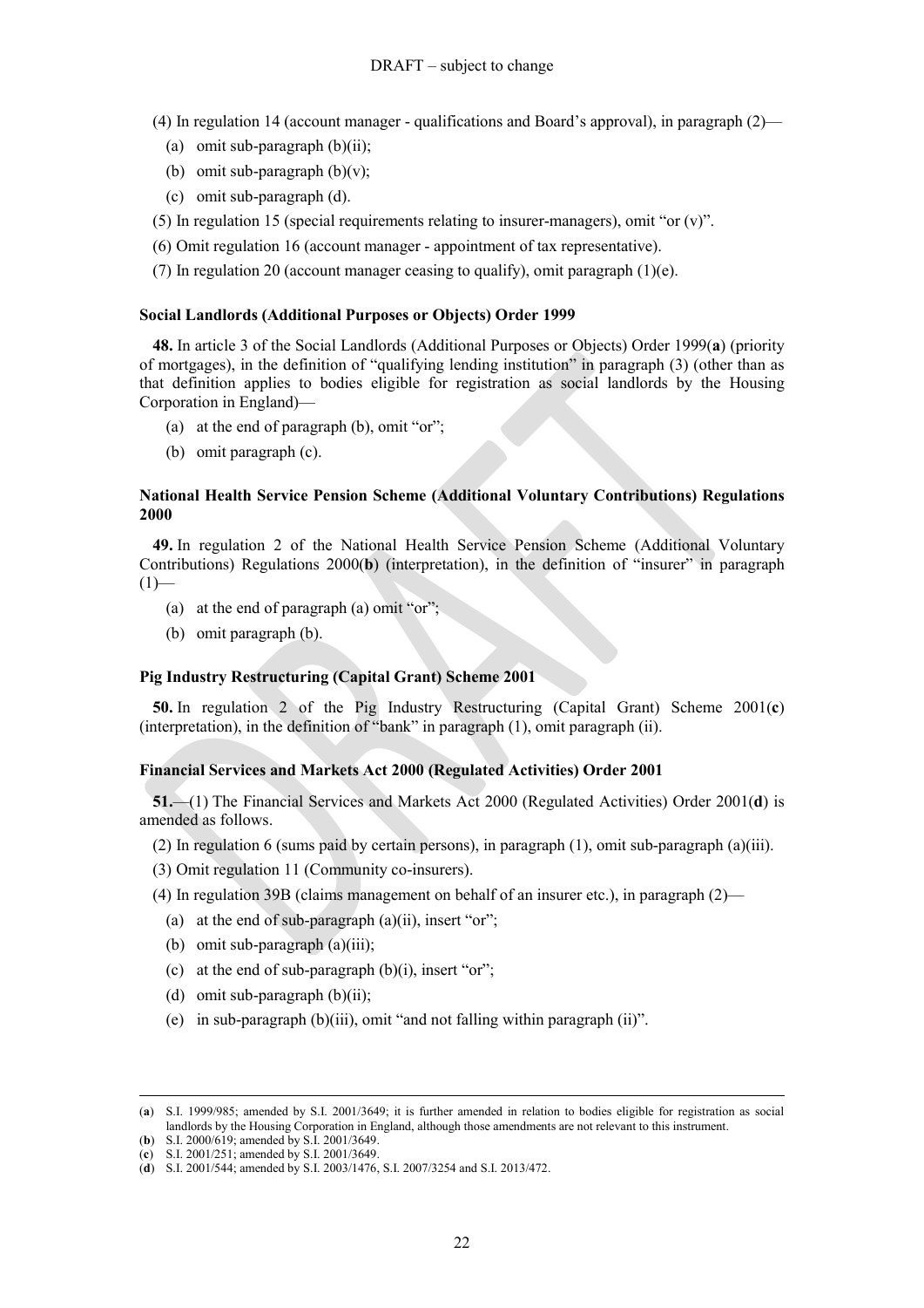(4) In regulation 14 (account manager - qualifications and Board's approval), in paragraph (2)—

(a) omit sub-paragraph (b)(ii);

(b) omit sub-paragraph (b)(v);

(c) omit sub-paragraph (d).

(5) In regulation 15 (special requirements relating to insurer-managers), omit "or (v)".

(6) Omit regulation 16 (account manager - appointment of tax representative).

(7) In regulation 20 (account manager ceasing to qualify), omit paragraph (1)(e).

**Social Landlords (Additional Purposes or Objects) Order 1999**

**48.** In article 3 of the Social Landlords (Additional Purposes or Objects) Order 1999(**a**) (priority of mortgages), in the definition of "qualifying lending institution" in paragraph (3) (other than as that definition applies to bodies eligible for registration as social landlords by the Housing Corporation in England)—

(a) at the end of paragraph (b), omit "or";

(b) omit paragraph (c).

**National Health Service Pension Scheme (Additional Voluntary Contributions) Regulations 2000**

**49.** In regulation 2 of the National Health Service Pension Scheme (Additional Voluntary Contributions) Regulations 2000(**b**) (interpretation), in the definition of "insurer" in paragraph (1)—

(a) at the end of paragraph (a) omit "or";

(b) omit paragraph (b).

**Pig Industry Restructuring (Capital Grant) Scheme 2001**

**50.** In regulation 2 of the Pig Industry Restructuring (Capital Grant) Scheme 2001(**c**) (interpretation), in the definition of "bank" in paragraph (1), omit paragraph (ii).

**Financial Services and Markets Act 2000 (Regulated Activities) Order 2001**

**51.**—(1) The Financial Services and Markets Act 2000 (Regulated Activities) Order 2001(**d**) is amended as follows.

(2) In regulation 6 (sums paid by certain persons), in paragraph (1), omit sub-paragraph (a)(iii).

(3) Omit regulation 11 (Community co-insurers).

(4) In regulation 39B (claims management on behalf of an insurer etc.), in paragraph (2)—

(a) at the end of sub-paragraph (a)(ii), insert "or";

(b) omit sub-paragraph (a)(iii);

(c) at the end of sub-paragraph (b)(i), insert "or";

(d) omit sub-paragraph (b)(ii);

(e) in sub-paragraph (b)(iii), omit "and not falling within paragraph (ii)".

---

(**a**) S.I. 1999/985; amended by S.I. 2001/3649; it is further amended in relation to bodies eligible for registration as social landlords by the Housing Corporation in England, although those amendments are not relevant to this instrument.

(**b**) S.I. 2000/619; amended by S.I. 2001/3649.

(**c**) S.I. 2001/251; amended by S.I. 2001/3649.

(**d**) S.I. 2001/544; amended by S.I. 2003/1476, S.I. 2007/3254 and S.I. 2013/472.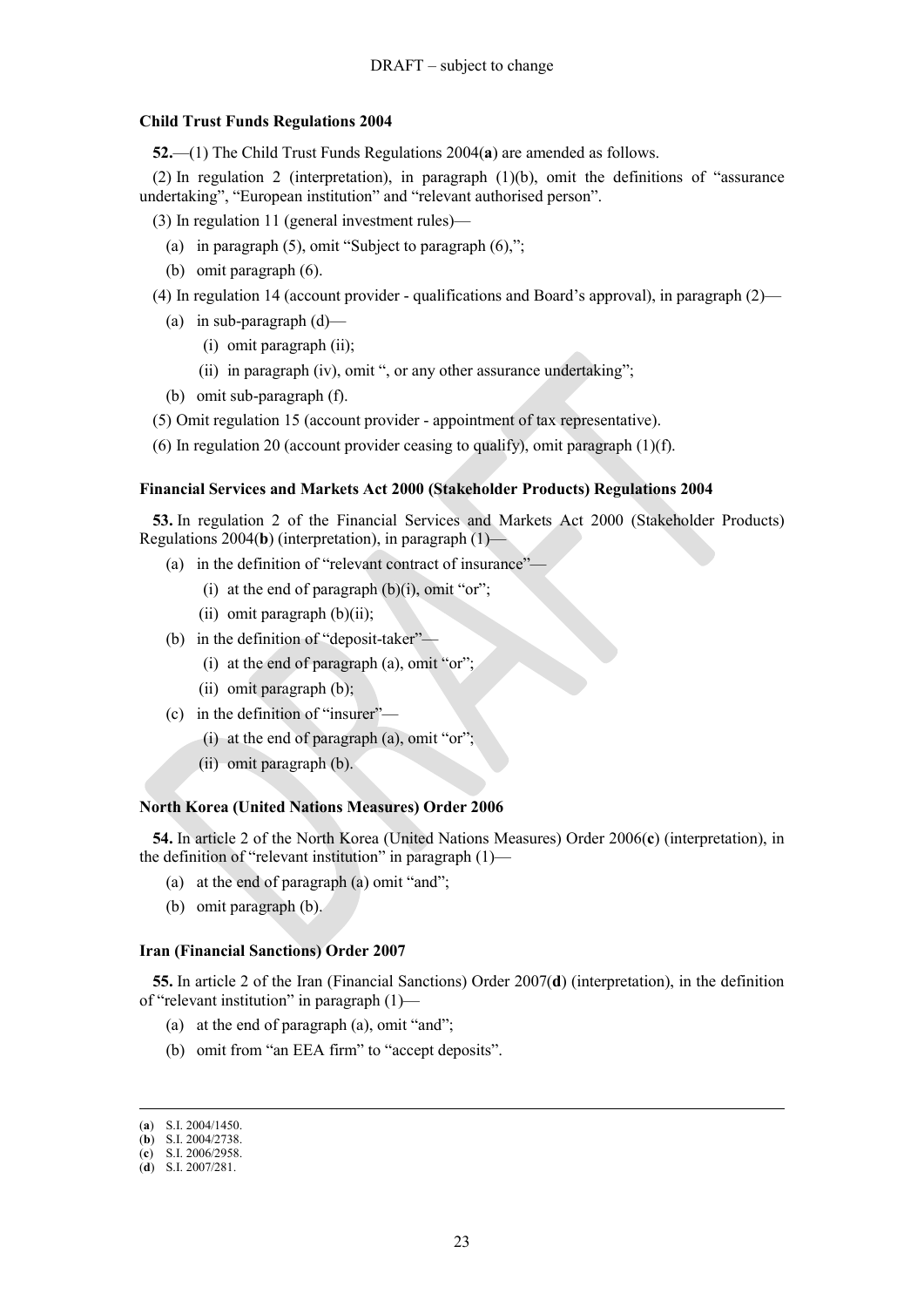DRAFT – subject to change

**Child Trust Funds Regulations 2004**

**52.**—(1) The Child Trust Funds Regulations 2004(**a**) are amended as follows.

(2) In regulation 2 (interpretation), in paragraph (1)(b), omit the definitions of "assurance undertaking", "European institution" and "relevant authorised person".

(3) In regulation 11 (general investment rules)—

- (a) in paragraph (5), omit "Subject to paragraph (6),";
- (b) omit paragraph (6).

(4) In regulation 14 (account provider - qualifications and Board's approval), in paragraph (2)—

- (a) in sub-paragraph (d)—
  - (i) omit paragraph (ii);
  - (ii) in paragraph (iv), omit ", or any other assurance undertaking";
- (b) omit sub-paragraph (f).

(5) Omit regulation 15 (account provider - appointment of tax representative).

(6) In regulation 20 (account provider ceasing to qualify), omit paragraph (1)(f).

**Financial Services and Markets Act 2000 (Stakeholder Products) Regulations 2004**

**53.** In regulation 2 of the Financial Services and Markets Act 2000 (Stakeholder Products) Regulations 2004(**b**) (interpretation), in paragraph (1)—

- (a) in the definition of "relevant contract of insurance"—
  - (i) at the end of paragraph (b)(i), omit "or";
  - (ii) omit paragraph (b)(ii);
- (b) in the definition of "deposit-taker"—
  - (i) at the end of paragraph (a), omit "or";
  - (ii) omit paragraph (b);
- (c) in the definition of "insurer"—
  - (i) at the end of paragraph (a), omit "or";
  - (ii) omit paragraph (b).

**North Korea (United Nations Measures) Order 2006**

**54.** In article 2 of the North Korea (United Nations Measures) Order 2006(**c**) (interpretation), in the definition of "relevant institution" in paragraph (1)—

- (a) at the end of paragraph (a) omit "and";
- (b) omit paragraph (b).

**Iran (Financial Sanctions) Order 2007**

**55.** In article 2 of the Iran (Financial Sanctions) Order 2007(**d**) (interpretation), in the definition of "relevant institution" in paragraph (1)—

- (a) at the end of paragraph (a), omit "and";
- (b) omit from "an EEA firm" to "accept deposits".

---

(**a**) S.I. 2004/1450.
(**b**) S.I. 2004/2738.
(**c**) S.I. 2006/2958.
(**d**) S.I. 2007/281.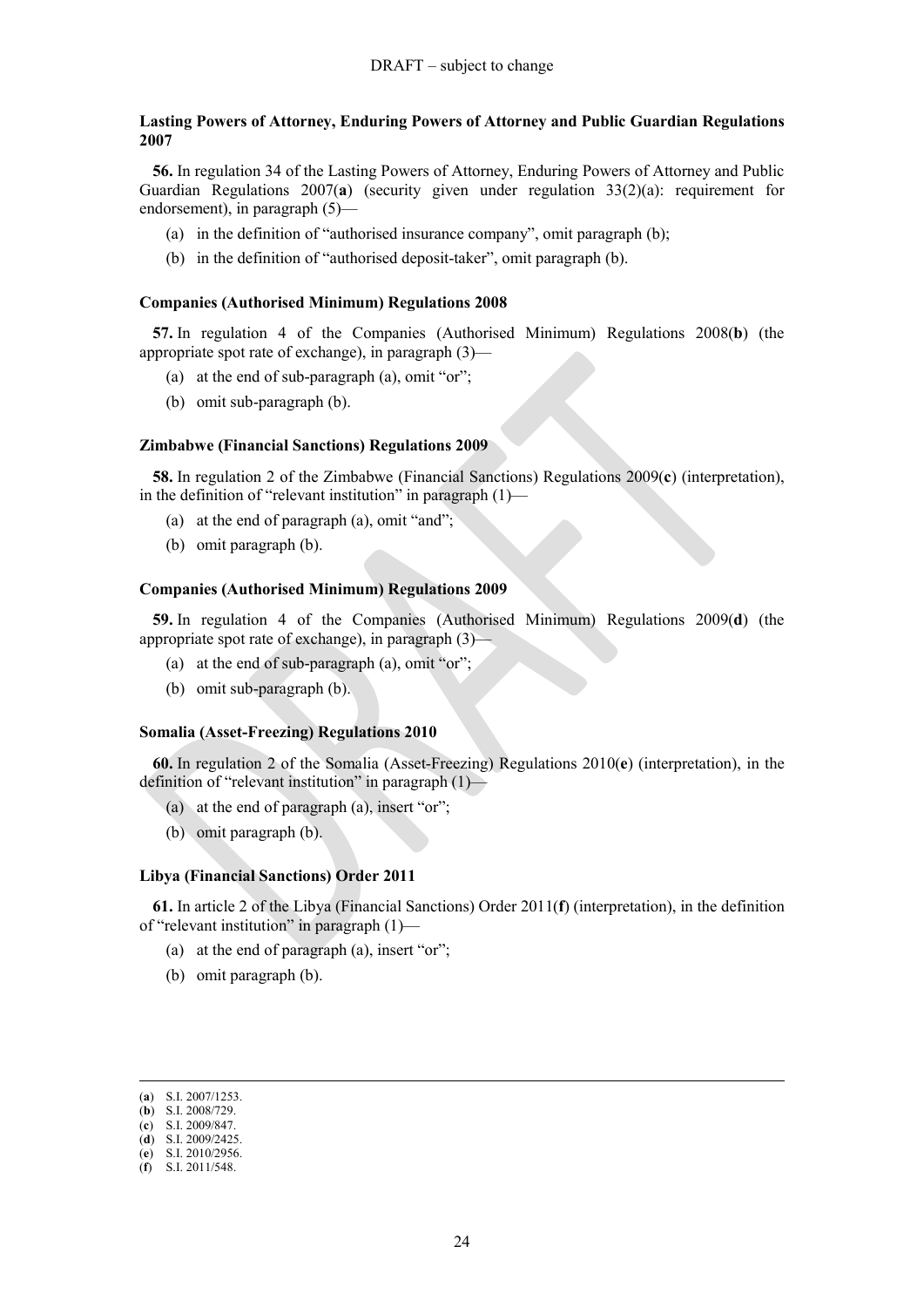DRAFT – subject to change

**Lasting Powers of Attorney, Enduring Powers of Attorney and Public Guardian Regulations 2007**

**56.** In regulation 34 of the Lasting Powers of Attorney, Enduring Powers of Attorney and Public Guardian Regulations 2007(**a**) (security given under regulation 33(2)(a): requirement for endorsement), in paragraph (5)—

(a) in the definition of "authorised insurance company", omit paragraph (b);

(b) in the definition of "authorised deposit-taker", omit paragraph (b).

**Companies (Authorised Minimum) Regulations 2008**

**57.** In regulation 4 of the Companies (Authorised Minimum) Regulations 2008(**b**) (the appropriate spot rate of exchange), in paragraph (3)—

(a) at the end of sub-paragraph (a), omit "or";

(b) omit sub-paragraph (b).

**Zimbabwe (Financial Sanctions) Regulations 2009**

**58.** In regulation 2 of the Zimbabwe (Financial Sanctions) Regulations 2009(**c**) (interpretation), in the definition of "relevant institution" in paragraph (1)—

(a) at the end of paragraph (a), omit "and";

(b) omit paragraph (b).

**Companies (Authorised Minimum) Regulations 2009**

**59.** In regulation 4 of the Companies (Authorised Minimum) Regulations 2009(**d**) (the appropriate spot rate of exchange), in paragraph (3)—

(a) at the end of sub-paragraph (a), omit "or";

(b) omit sub-paragraph (b).

**Somalia (Asset-Freezing) Regulations 2010**

**60.** In regulation 2 of the Somalia (Asset-Freezing) Regulations 2010(**e**) (interpretation), in the definition of "relevant institution" in paragraph (1)—

(a) at the end of paragraph (a), insert "or";

(b) omit paragraph (b).

**Libya (Financial Sanctions) Order 2011**

**61.** In article 2 of the Libya (Financial Sanctions) Order 2011(**f**) (interpretation), in the definition of "relevant institution" in paragraph (1)—

(a) at the end of paragraph (a), insert "or";

(b) omit paragraph (b).

---

(**a**) S.I. 2007/1253.
(**b**) S.I. 2008/729.
(**c**) S.I. 2009/847.
(**d**) S.I. 2009/2425.
(**e**) S.I. 2010/2956.
(**f**) S.I. 2011/548.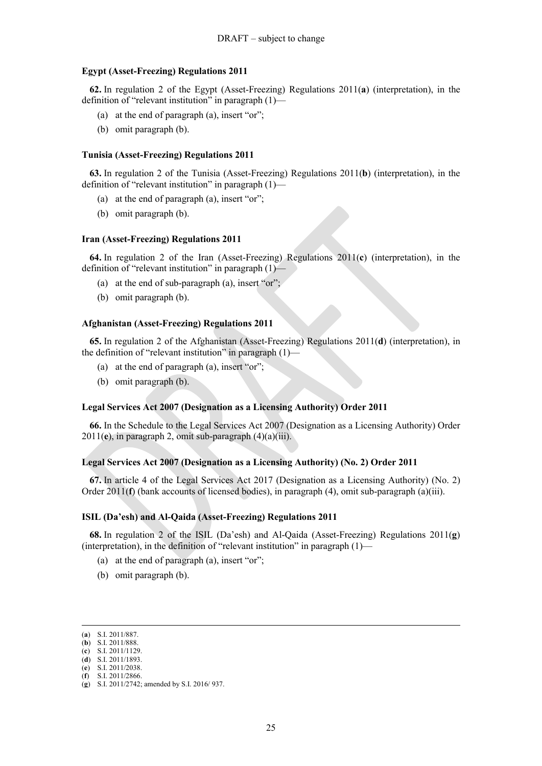**Egypt (Asset-Freezing) Regulations 2011**

**62.** In regulation 2 of the Egypt (Asset-Freezing) Regulations 2011(**a**) (interpretation), in the definition of "relevant institution" in paragraph (1)—

(a) at the end of paragraph (a), insert "or";

(b) omit paragraph (b).

**Tunisia (Asset-Freezing) Regulations 2011**

**63.** In regulation 2 of the Tunisia (Asset-Freezing) Regulations 2011(**b**) (interpretation), in the definition of "relevant institution" in paragraph (1)—

(a) at the end of paragraph (a), insert "or";

(b) omit paragraph (b).

**Iran (Asset-Freezing) Regulations 2011**

**64.** In regulation 2 of the Iran (Asset-Freezing) Regulations 2011(**c**) (interpretation), in the definition of "relevant institution" in paragraph (1)—

(a) at the end of sub-paragraph (a), insert "or";

(b) omit paragraph (b).

**Afghanistan (Asset-Freezing) Regulations 2011**

**65.** In regulation 2 of the Afghanistan (Asset-Freezing) Regulations 2011(**d**) (interpretation), in the definition of "relevant institution" in paragraph (1)—

(a) at the end of paragraph (a), insert "or";

(b) omit paragraph (b).

**Legal Services Act 2007 (Designation as a Licensing Authority) Order 2011**

**66.** In the Schedule to the Legal Services Act 2007 (Designation as a Licensing Authority) Order 2011(**e**), in paragraph 2, omit sub-paragraph (4)(a)(iii).

**Legal Services Act 2007 (Designation as a Licensing Authority) (No. 2) Order 2011**

**67.** In article 4 of the Legal Services Act 2017 (Designation as a Licensing Authority) (No. 2) Order 2011(**f**) (bank accounts of licensed bodies), in paragraph (4), omit sub-paragraph (a)(iii).

**ISIL (Da'esh) and Al-Qaida (Asset-Freezing) Regulations 2011**

**68.** In regulation 2 of the ISIL (Da'esh) and Al-Qaida (Asset-Freezing) Regulations 2011(**g**) (interpretation), in the definition of "relevant institution" in paragraph (1)—

(a) at the end of paragraph (a), insert "or";

(b) omit paragraph (b).

---

(**a**) S.I. 2011/887.
(**b**) S.I. 2011/888.
(**c**) S.I. 2011/1129.
(**d**) S.I. 2011/1893.
(**e**) S.I. 2011/2038.
(**f**) S.I. 2011/2866.
(**g**) S.I. 2011/2742; amended by S.I. 2016/ 937.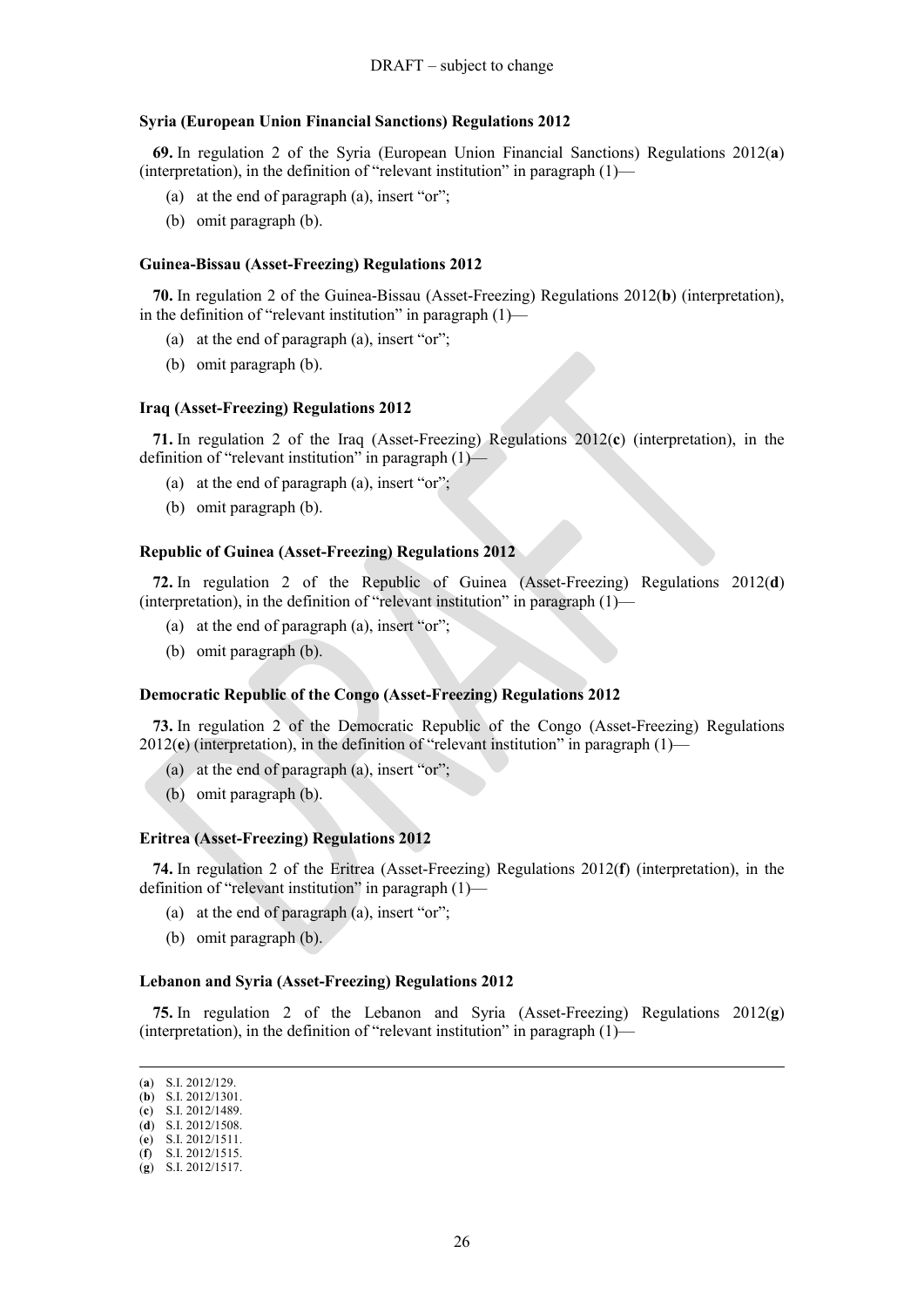**Syria (European Union Financial Sanctions) Regulations 2012**

**69.** In regulation 2 of the Syria (European Union Financial Sanctions) Regulations 2012(**a**) (interpretation), in the definition of "relevant institution" in paragraph (1)—

(a) at the end of paragraph (a), insert "or";

(b) omit paragraph (b).

**Guinea-Bissau (Asset-Freezing) Regulations 2012**

**70.** In regulation 2 of the Guinea-Bissau (Asset-Freezing) Regulations 2012(**b**) (interpretation), in the definition of "relevant institution" in paragraph (1)—

(a) at the end of paragraph (a), insert "or";

(b) omit paragraph (b).

**Iraq (Asset-Freezing) Regulations 2012**

**71.** In regulation 2 of the Iraq (Asset-Freezing) Regulations 2012(**c**) (interpretation), in the definition of "relevant institution" in paragraph (1)—

(a) at the end of paragraph (a), insert "or";

(b) omit paragraph (b).

**Republic of Guinea (Asset-Freezing) Regulations 2012**

**72.** In regulation 2 of the Republic of Guinea (Asset-Freezing) Regulations 2012(**d**) (interpretation), in the definition of "relevant institution" in paragraph (1)—

(a) at the end of paragraph (a), insert "or";

(b) omit paragraph (b).

**Democratic Republic of the Congo (Asset-Freezing) Regulations 2012**

**73.** In regulation 2 of the Democratic Republic of the Congo (Asset-Freezing) Regulations 2012(**e**) (interpretation), in the definition of "relevant institution" in paragraph (1)—

(a) at the end of paragraph (a), insert "or";

(b) omit paragraph (b).

**Eritrea (Asset-Freezing) Regulations 2012**

**74.** In regulation 2 of the Eritrea (Asset-Freezing) Regulations 2012(**f**) (interpretation), in the definition of "relevant institution" in paragraph (1)—

(a) at the end of paragraph (a), insert "or";

(b) omit paragraph (b).

**Lebanon and Syria (Asset-Freezing) Regulations 2012**

**75.** In regulation 2 of the Lebanon and Syria (Asset-Freezing) Regulations 2012(**g**) (interpretation), in the definition of "relevant institution" in paragraph (1)—

---

(**a**) S.I. 2012/129.
(**b**) S.I. 2012/1301.
(**c**) S.I. 2012/1489.
(**d**) S.I. 2012/1508.
(**e**) S.I. 2012/1511.
(**f**) S.I. 2012/1515.
(**g**) S.I. 2012/1517.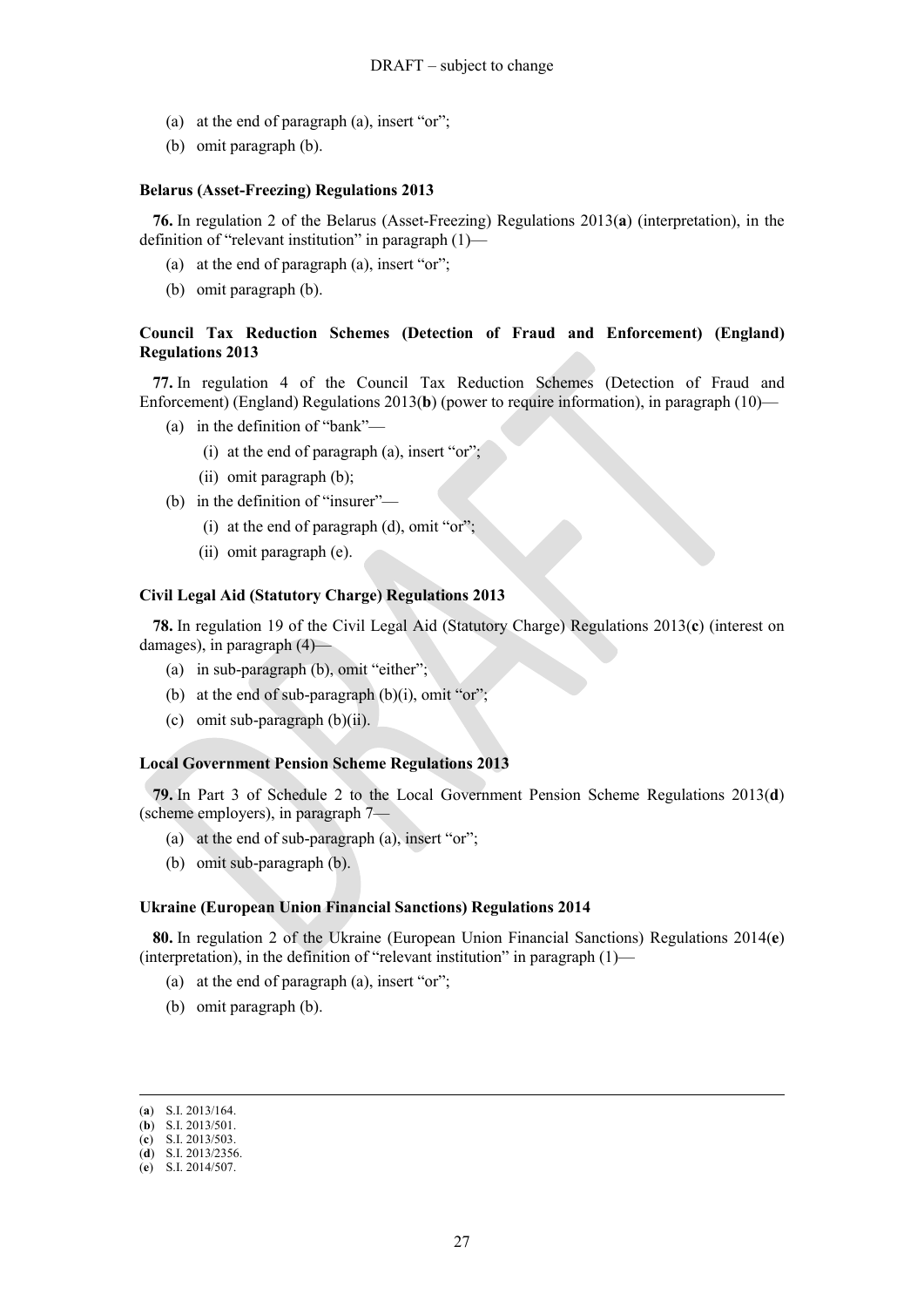(a) at the end of paragraph (a), insert "or";

(b) omit paragraph (b).

**Belarus (Asset-Freezing) Regulations 2013**

**76.** In regulation 2 of the Belarus (Asset-Freezing) Regulations 2013(**a**) (interpretation), in the definition of "relevant institution" in paragraph (1)—

(a) at the end of paragraph (a), insert "or";

(b) omit paragraph (b).

**Council Tax Reduction Schemes (Detection of Fraud and Enforcement) (England) Regulations 2013**

**77.** In regulation 4 of the Council Tax Reduction Schemes (Detection of Fraud and Enforcement) (England) Regulations 2013(**b**) (power to require information), in paragraph (10)—

(a) in the definition of "bank"—

(i) at the end of paragraph (a), insert "or";

(ii) omit paragraph (b);

(b) in the definition of "insurer"—

(i) at the end of paragraph (d), omit "or";

(ii) omit paragraph (e).

**Civil Legal Aid (Statutory Charge) Regulations 2013**

**78.** In regulation 19 of the Civil Legal Aid (Statutory Charge) Regulations 2013(**c**) (interest on damages), in paragraph (4)—

(a) in sub-paragraph (b), omit "either";

(b) at the end of sub-paragraph (b)(i), omit "or";

(c) omit sub-paragraph (b)(ii).

**Local Government Pension Scheme Regulations 2013**

**79.** In Part 3 of Schedule 2 to the Local Government Pension Scheme Regulations 2013(**d**) (scheme employers), in paragraph 7—

(a) at the end of sub-paragraph (a), insert "or";

(b) omit sub-paragraph (b).

**Ukraine (European Union Financial Sanctions) Regulations 2014**

**80.** In regulation 2 of the Ukraine (European Union Financial Sanctions) Regulations 2014(**e**) (interpretation), in the definition of "relevant institution" in paragraph (1)—

(a) at the end of paragraph (a), insert "or";

(b) omit paragraph (b).

---

(**a**) S.I. 2013/164.
(**b**) S.I. 2013/501.
(**c**) S.I. 2013/503.
(**d**) S.I. 2013/2356.
(**e**) S.I. 2014/507.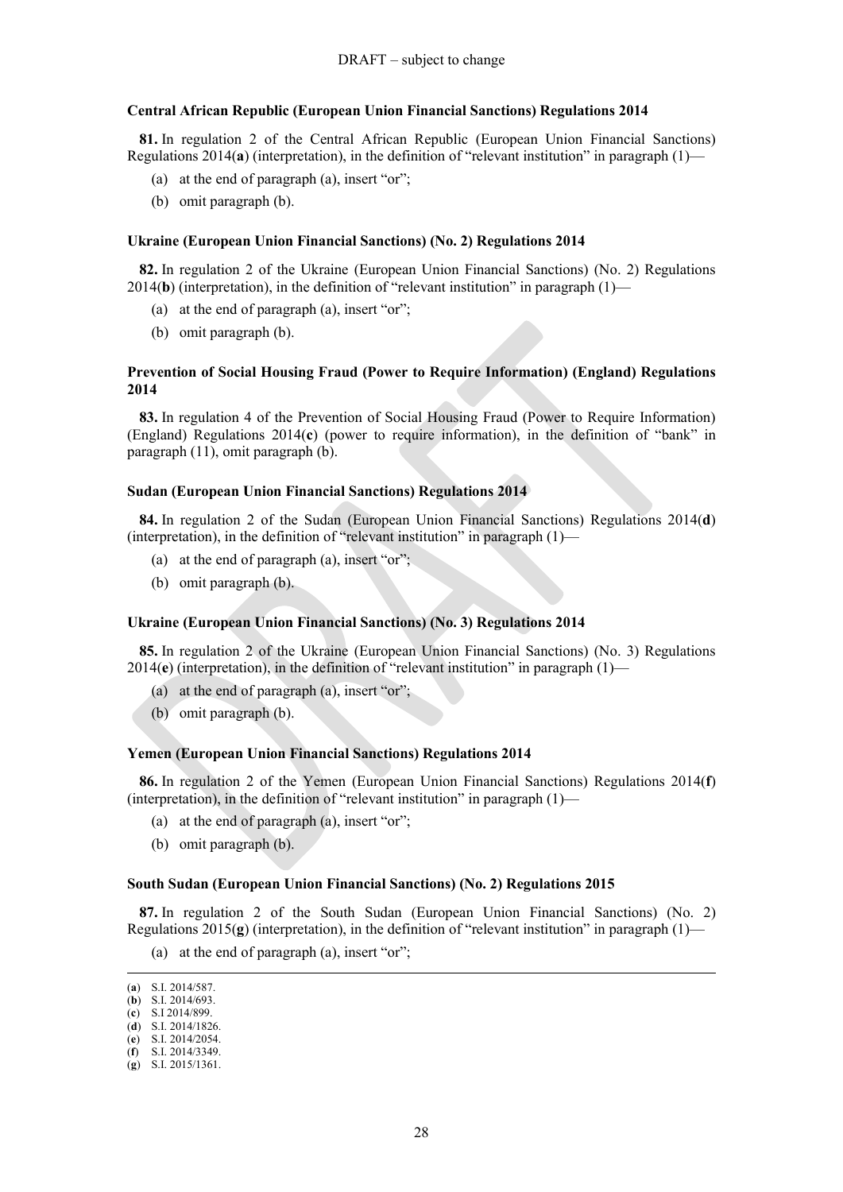**Central African Republic (European Union Financial Sanctions) Regulations 2014**

**81.** In regulation 2 of the Central African Republic (European Union Financial Sanctions) Regulations 2014(**a**) (interpretation), in the definition of "relevant institution" in paragraph (1)—

(a) at the end of paragraph (a), insert "or";

(b) omit paragraph (b).

**Ukraine (European Union Financial Sanctions) (No. 2) Regulations 2014**

**82.** In regulation 2 of the Ukraine (European Union Financial Sanctions) (No. 2) Regulations 2014(**b**) (interpretation), in the definition of "relevant institution" in paragraph (1)—

(a) at the end of paragraph (a), insert "or";

(b) omit paragraph (b).

**Prevention of Social Housing Fraud (Power to Require Information) (England) Regulations 2014**

**83.** In regulation 4 of the Prevention of Social Housing Fraud (Power to Require Information) (England) Regulations 2014(**c**) (power to require information), in the definition of "bank" in paragraph (11), omit paragraph (b).

**Sudan (European Union Financial Sanctions) Regulations 2014**

**84.** In regulation 2 of the Sudan (European Union Financial Sanctions) Regulations 2014(**d**) (interpretation), in the definition of "relevant institution" in paragraph (1)—

(a) at the end of paragraph (a), insert "or";

(b) omit paragraph (b).

**Ukraine (European Union Financial Sanctions) (No. 3) Regulations 2014**

**85.** In regulation 2 of the Ukraine (European Union Financial Sanctions) (No. 3) Regulations 2014(**e**) (interpretation), in the definition of "relevant institution" in paragraph (1)—

(a) at the end of paragraph (a), insert "or";

(b) omit paragraph (b).

**Yemen (European Union Financial Sanctions) Regulations 2014**

**86.** In regulation 2 of the Yemen (European Union Financial Sanctions) Regulations 2014(**f**) (interpretation), in the definition of "relevant institution" in paragraph (1)—

(a) at the end of paragraph (a), insert "or";

(b) omit paragraph (b).

**South Sudan (European Union Financial Sanctions) (No. 2) Regulations 2015**

**87.** In regulation 2 of the South Sudan (European Union Financial Sanctions) (No. 2) Regulations 2015(**g**) (interpretation), in the definition of "relevant institution" in paragraph (1)—

(a) at the end of paragraph (a), insert "or";

---

(**a**) S.I. 2014/587.
(**b**) S.I. 2014/693.
(**c**) S.I 2014/899.
(**d**) S.I. 2014/1826.
(**e**) S.I. 2014/2054.
(**f**) S.I. 2014/3349.
(**g**) S.I. 2015/1361.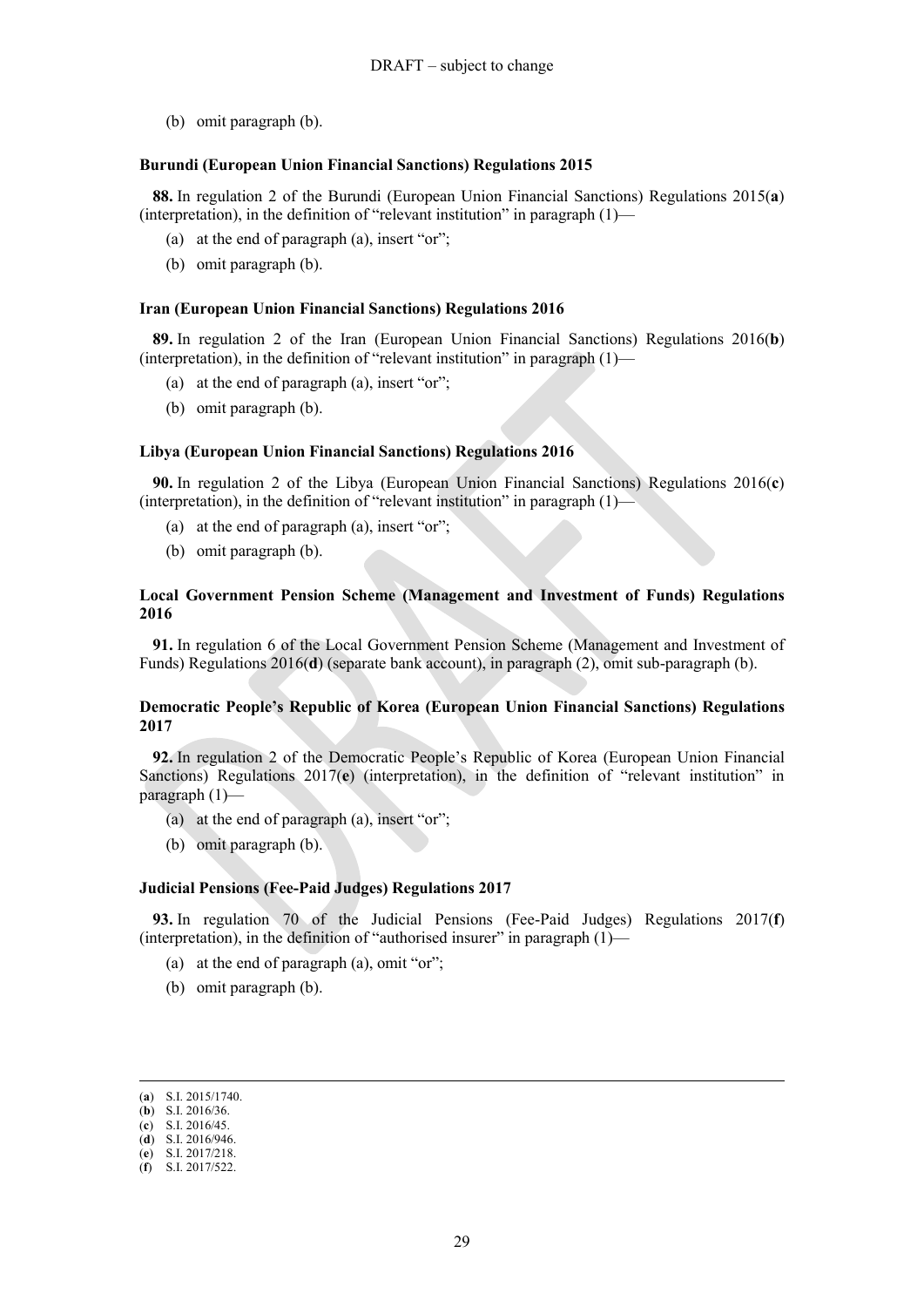(b) omit paragraph (b).

**Burundi (European Union Financial Sanctions) Regulations 2015**

**88.** In regulation 2 of the Burundi (European Union Financial Sanctions) Regulations 2015(**a**) (interpretation), in the definition of "relevant institution" in paragraph (1)—

(a) at the end of paragraph (a), insert "or";

(b) omit paragraph (b).

**Iran (European Union Financial Sanctions) Regulations 2016**

**89.** In regulation 2 of the Iran (European Union Financial Sanctions) Regulations 2016(**b**) (interpretation), in the definition of "relevant institution" in paragraph (1)—

(a) at the end of paragraph (a), insert "or";

(b) omit paragraph (b).

**Libya (European Union Financial Sanctions) Regulations 2016**

**90.** In regulation 2 of the Libya (European Union Financial Sanctions) Regulations 2016(**c**) (interpretation), in the definition of "relevant institution" in paragraph (1)—

(a) at the end of paragraph (a), insert "or";

(b) omit paragraph (b).

**Local Government Pension Scheme (Management and Investment of Funds) Regulations 2016**

**91.** In regulation 6 of the Local Government Pension Scheme (Management and Investment of Funds) Regulations 2016(**d**) (separate bank account), in paragraph (2), omit sub-paragraph (b).

**Democratic People's Republic of Korea (European Union Financial Sanctions) Regulations 2017**

**92.** In regulation 2 of the Democratic People's Republic of Korea (European Union Financial Sanctions) Regulations 2017(**e**) (interpretation), in the definition of "relevant institution" in paragraph (1)—

(a) at the end of paragraph (a), insert "or";

(b) omit paragraph (b).

**Judicial Pensions (Fee-Paid Judges) Regulations 2017**

**93.** In regulation 70 of the Judicial Pensions (Fee-Paid Judges) Regulations 2017(**f**) (interpretation), in the definition of "authorised insurer" in paragraph (1)—

(a) at the end of paragraph (a), omit "or";

(b) omit paragraph (b).

---

(**a**) S.I. 2015/1740.
(**b**) S.I. 2016/36.
(**c**) S.I. 2016/45.
(**d**) S.I. 2016/946.
(**e**) S.I. 2017/218.
(**f**) S.I. 2017/522.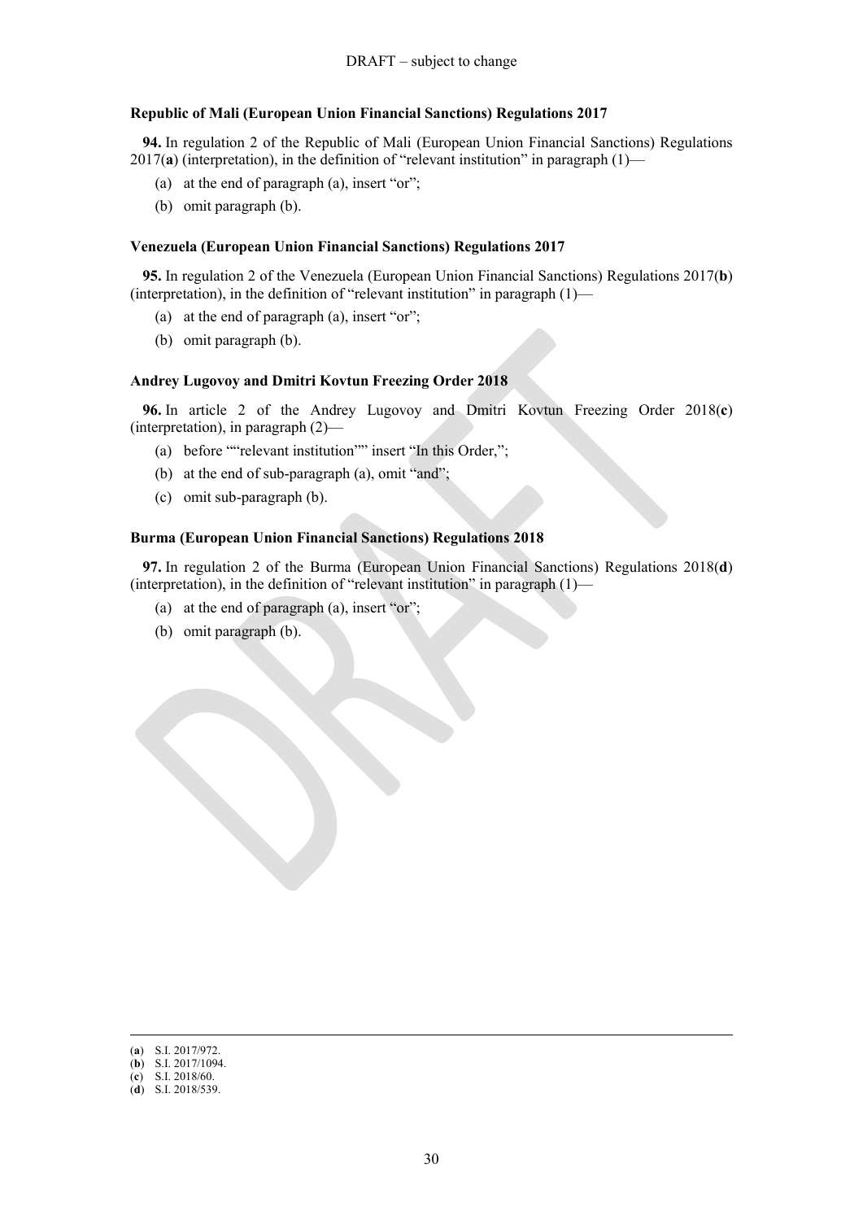**Republic of Mali (European Union Financial Sanctions) Regulations 2017**

**94.** In regulation 2 of the Republic of Mali (European Union Financial Sanctions) Regulations 2017(**a**) (interpretation), in the definition of "relevant institution" in paragraph (1)—

(a) at the end of paragraph (a), insert "or";

(b) omit paragraph (b).

**Venezuela (European Union Financial Sanctions) Regulations 2017**

**95.** In regulation 2 of the Venezuela (European Union Financial Sanctions) Regulations 2017(**b**) (interpretation), in the definition of "relevant institution" in paragraph (1)—

(a) at the end of paragraph (a), insert "or";

(b) omit paragraph (b).

**Andrey Lugovoy and Dmitri Kovtun Freezing Order 2018**

**96.** In article 2 of the Andrey Lugovoy and Dmitri Kovtun Freezing Order 2018(**c**) (interpretation), in paragraph (2)—

(a) before ""relevant institution"" insert "In this Order,";

(b) at the end of sub-paragraph (a), omit "and";

(c) omit sub-paragraph (b).

**Burma (European Union Financial Sanctions) Regulations 2018**

**97.** In regulation 2 of the Burma (European Union Financial Sanctions) Regulations 2018(**d**) (interpretation), in the definition of "relevant institution" in paragraph (1)—

(a) at the end of paragraph (a), insert "or";

(b) omit paragraph (b).

---

(**a**) S.I. 2017/972.
(**b**) S.I. 2017/1094.
(**c**) S.I. 2018/60.
(**d**) S.I. 2018/539.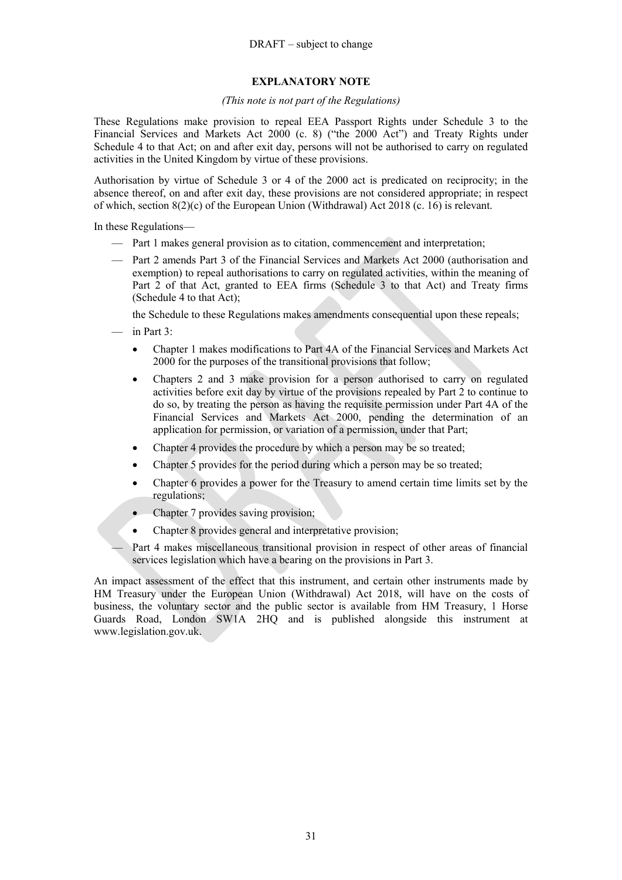## EXPLANATORY NOTE

*(This note is not part of the Regulations)*

These Regulations make provision to repeal EEA Passport Rights under Schedule 3 to the Financial Services and Markets Act 2000 (c. 8) ("the 2000 Act") and Treaty Rights under Schedule 4 to that Act; on and after exit day, persons will not be authorised to carry on regulated activities in the United Kingdom by virtue of these provisions.

Authorisation by virtue of Schedule 3 or 4 of the 2000 act is predicated on reciprocity; in the absence thereof, on and after exit day, these provisions are not considered appropriate; in respect of which, section 8(2)(c) of the European Union (Withdrawal) Act 2018 (c. 16) is relevant.

In these Regulations—

— Part 1 makes general provision as to citation, commencement and interpretation;

— Part 2 amends Part 3 of the Financial Services and Markets Act 2000 (authorisation and exemption) to repeal authorisations to carry on regulated activities, within the meaning of Part 2 of that Act, granted to EEA firms (Schedule 3 to that Act) and Treaty firms (Schedule 4 to that Act);

  the Schedule to these Regulations makes amendments consequential upon these repeals;

— in Part 3:

  - Chapter 1 makes modifications to Part 4A of the Financial Services and Markets Act 2000 for the purposes of the transitional provisions that follow;
  - Chapters 2 and 3 make provision for a person authorised to carry on regulated activities before exit day by virtue of the provisions repealed by Part 2 to continue to do so, by treating the person as having the requisite permission under Part 4A of the Financial Services and Markets Act 2000, pending the determination of an application for permission, or variation of a permission, under that Part;
  - Chapter 4 provides the procedure by which a person may be so treated;
  - Chapter 5 provides for the period during which a person may be so treated;
  - Chapter 6 provides a power for the Treasury to amend certain time limits set by the regulations;
  - Chapter 7 provides saving provision;
  - Chapter 8 provides general and interpretative provision;

— Part 4 makes miscellaneous transitional provision in respect of other areas of financial services legislation which have a bearing on the provisions in Part 3.

An impact assessment of the effect that this instrument, and certain other instruments made by HM Treasury under the European Union (Withdrawal) Act 2018, will have on the costs of business, the voluntary sector and the public sector is available from HM Treasury, 1 Horse Guards Road, London SW1A 2HQ and is published alongside this instrument at www.legislation.gov.uk.